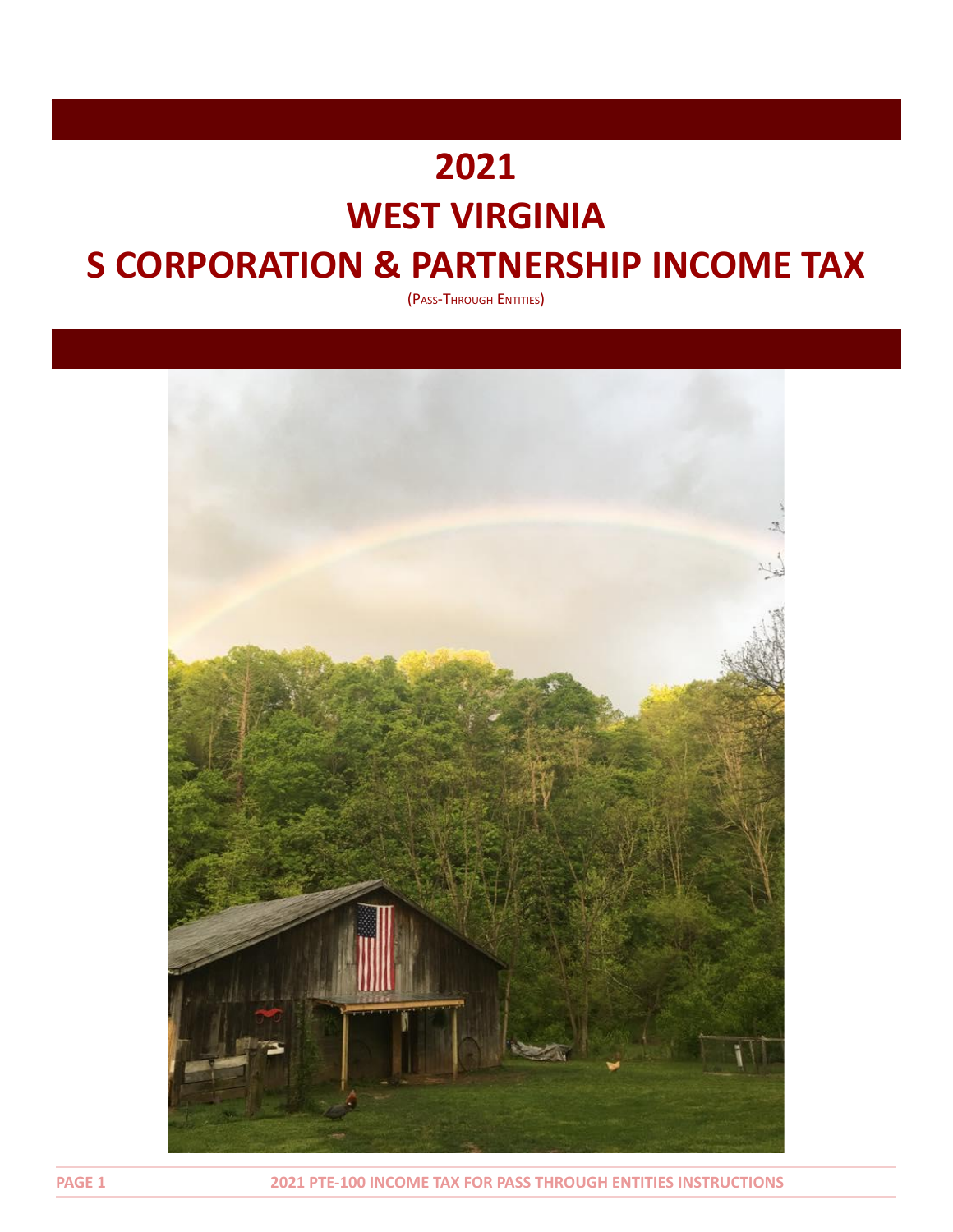# 2021

# WEST VIRGINIA

# S CORPORATION & PARTNERSHIP INCOME TAX

(PASS-THROUGH ENTITIES)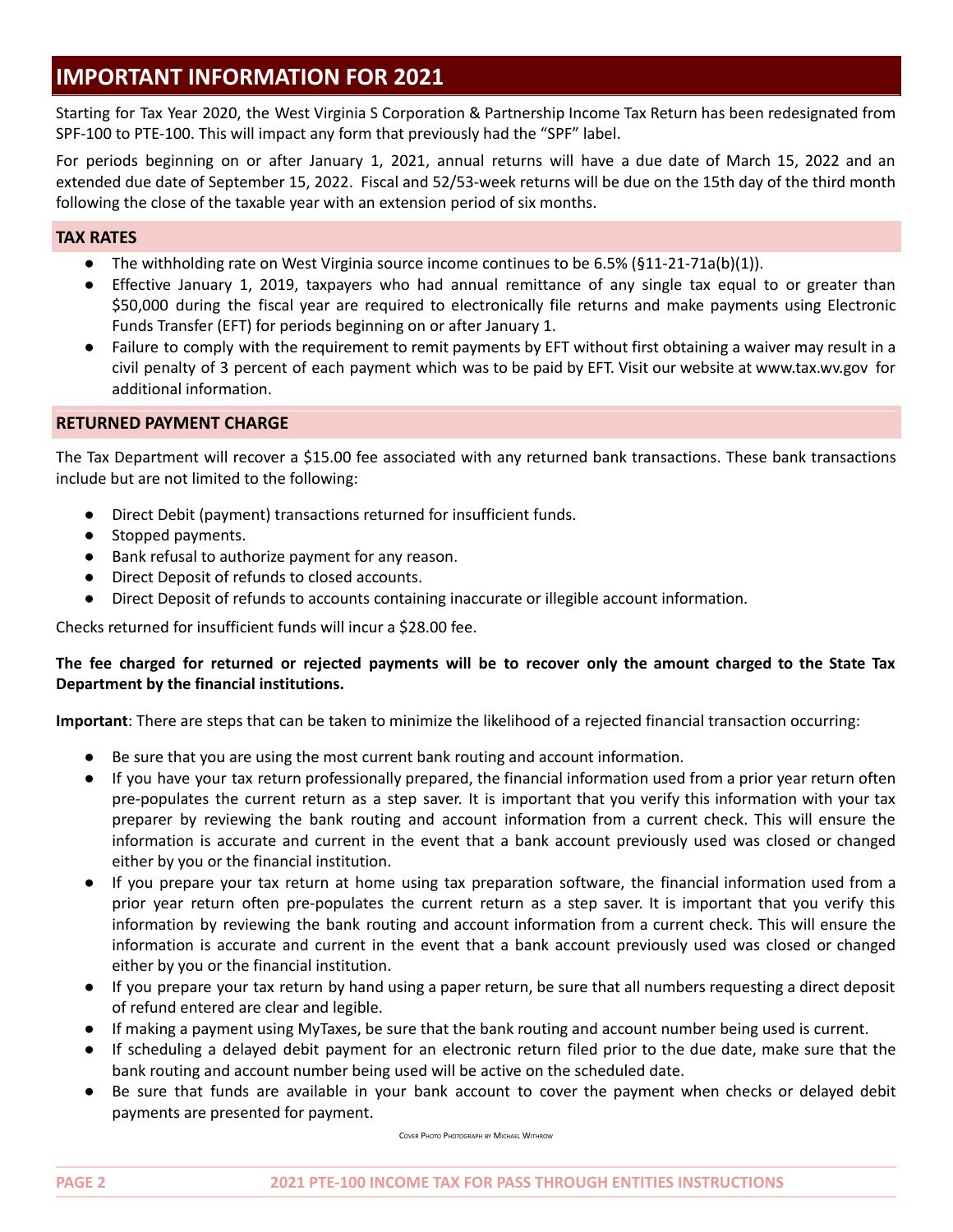# IMPORTANT INFORMATION FOR 2021

Starting for Tax Year 2020, the West Virginia S Corporation & Partnership Income Tax Return has been redesignated from SPF-100 to PTE-100. This will impact any form that previously had the "SPF" label.

For periods beginning on or after January 1, 2021, annual returns will have a due date of March 15, 2022 and an extended due date of September 15, 2022. Fiscal and 52/53-week returns will be due on the 15th day of the third month following the close of the taxable year with an extension period of six months.

## TAX RATES

- The withholding rate on West Virginia source income continues to be 6.5% (§11-21-71a(b)(1)).
- Effective January 1, 2019, taxpayers who had annual remittance of any single tax equal to or greater than $50,000 during the fiscal year are required to electronically file returns and make payments using Electronic Funds Transfer (EFT) for periods beginning on or after January 1.
- Failure to comply with the requirement to remit payments by EFT without first obtaining a waiver may result in a civil penalty of 3 percent of each payment which was to be paid by EFT. Visit our website at www.tax.wv.gov for additional information.

## RETURNED PAYMENT CHARGE

The Tax Department will recover a $15.00 fee associated with any returned bank transactions. These bank transactions include but are not limited to the following:

- Direct Debit (payment) transactions returned for insufficient funds.
- Stopped payments.
- Bank refusal to authorize payment for any reason.
- Direct Deposit of refunds to closed accounts.
- Direct Deposit of refunds to accounts containing inaccurate or illegible account information.

Checks returned for insufficient funds will incur a $28.00 fee.

**The fee charged for returned or rejected payments will be to recover only the amount charged to the State Tax Department by the financial institutions.**

**Important**: There are steps that can be taken to minimize the likelihood of a rejected financial transaction occurring:

- Be sure that you are using the most current bank routing and account information.
- If you have your tax return professionally prepared, the financial information used from a prior year return often pre-populates the current return as a step saver. It is important that you verify this information with your tax preparer by reviewing the bank routing and account information from a current check. This will ensure the information is accurate and current in the event that a bank account previously used was closed or changed either by you or the financial institution.
- If you prepare your tax return at home using tax preparation software, the financial information used from a prior year return often pre-populates the current return as a step saver. It is important that you verify this information by reviewing the bank routing and account information from a current check. This will ensure the information is accurate and current in the event that a bank account previously used was closed or changed either by you or the financial institution.
- If you prepare your tax return by hand using a paper return, be sure that all numbers requesting a direct deposit of refund entered are clear and legible.
- If making a payment using MyTaxes, be sure that the bank routing and account number being used is current.
- If scheduling a delayed debit payment for an electronic return filed prior to the due date, make sure that the bank routing and account number being used will be active on the scheduled date.
- Be sure that funds are available in your bank account to cover the payment when checks or delayed debit payments are presented for payment.

Cover Photo Photograph by Michael Withrow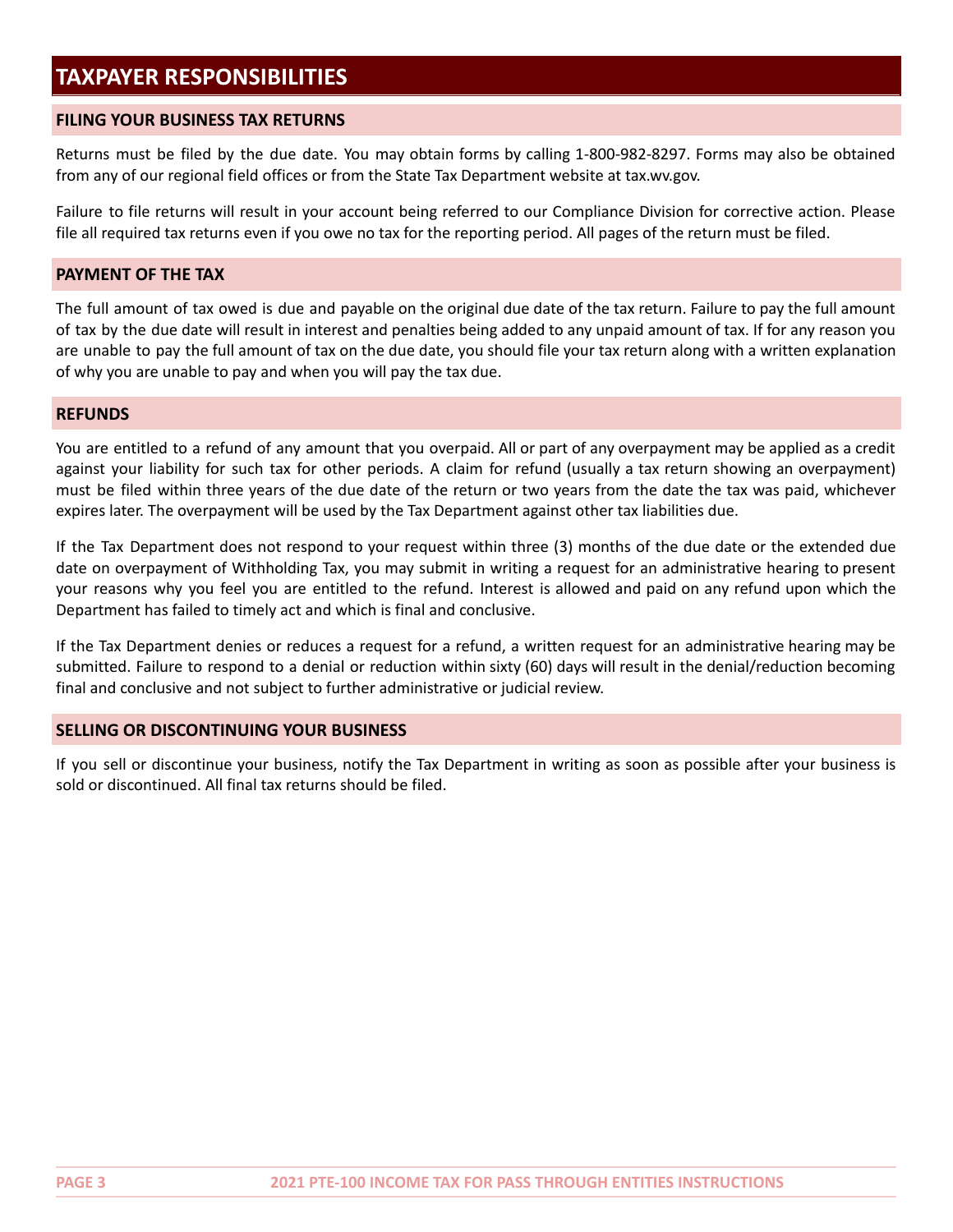# TAXPAYER RESPONSIBILITIES

## FILING YOUR BUSINESS TAX RETURNS

Returns must be filed by the due date. You may obtain forms by calling 1-800-982-8297. Forms may also be obtained from any of our regional field offices or from the State Tax Department website at tax.wv.gov.

Failure to file returns will result in your account being referred to our Compliance Division for corrective action. Please file all required tax returns even if you owe no tax for the reporting period. All pages of the return must be filed.

## PAYMENT OF THE TAX

The full amount of tax owed is due and payable on the original due date of the tax return. Failure to pay the full amount of tax by the due date will result in interest and penalties being added to any unpaid amount of tax. If for any reason you are unable to pay the full amount of tax on the due date, you should file your tax return along with a written explanation of why you are unable to pay and when you will pay the tax due.

## REFUNDS

You are entitled to a refund of any amount that you overpaid. All or part of any overpayment may be applied as a credit against your liability for such tax for other periods. A claim for refund (usually a tax return showing an overpayment) must be filed within three years of the due date of the return or two years from the date the tax was paid, whichever expires later. The overpayment will be used by the Tax Department against other tax liabilities due.

If the Tax Department does not respond to your request within three (3) months of the due date or the extended due date on overpayment of Withholding Tax, you may submit in writing a request for an administrative hearing to present your reasons why you feel you are entitled to the refund. Interest is allowed and paid on any refund upon which the Department has failed to timely act and which is final and conclusive.

If the Tax Department denies or reduces a request for a refund, a written request for an administrative hearing may be submitted. Failure to respond to a denial or reduction within sixty (60) days will result in the denial/reduction becoming final and conclusive and not subject to further administrative or judicial review.

## SELLING OR DISCONTINUING YOUR BUSINESS

If you sell or discontinue your business, notify the Tax Department in writing as soon as possible after your business is sold or discontinued. All final tax returns should be filed.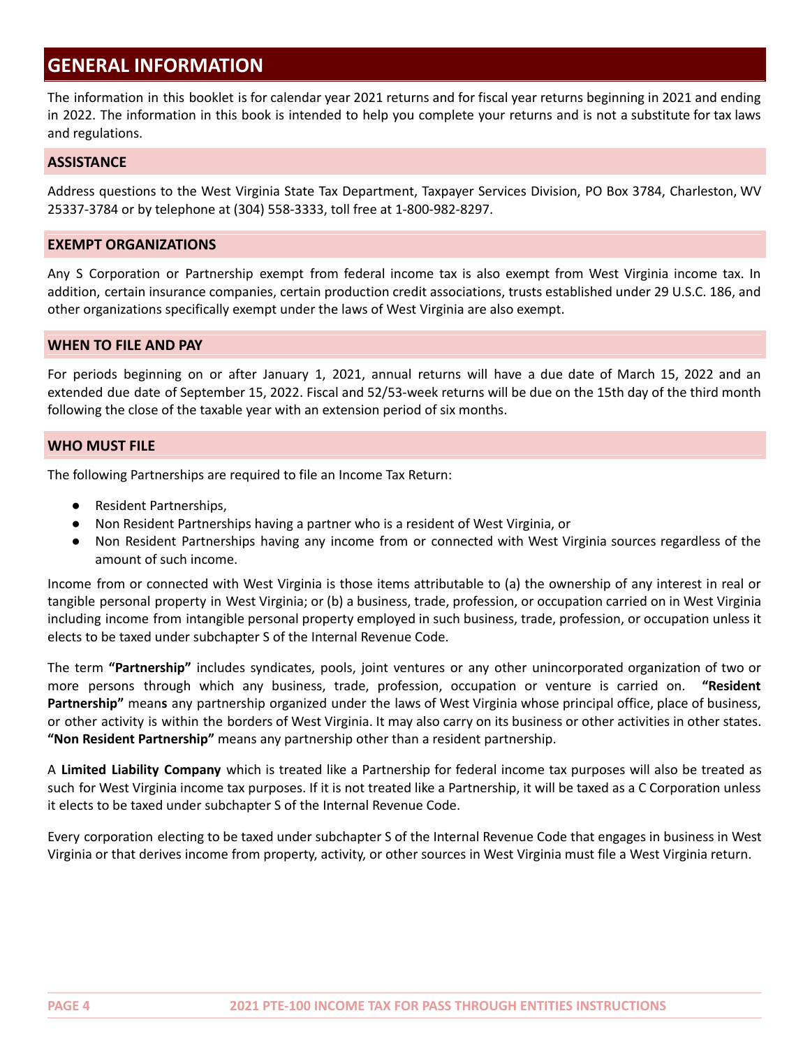# GENERAL INFORMATION

The information in this booklet is for calendar year 2021 returns and for fiscal year returns beginning in 2021 and ending in 2022. The information in this book is intended to help you complete your returns and is not a substitute for tax laws and regulations.

## ASSISTANCE

Address questions to the West Virginia State Tax Department, Taxpayer Services Division, PO Box 3784, Charleston, WV 25337-3784 or by telephone at (304) 558-3333, toll free at 1-800-982-8297.

## EXEMPT ORGANIZATIONS

Any S Corporation or Partnership exempt from federal income tax is also exempt from West Virginia income tax. In addition, certain insurance companies, certain production credit associations, trusts established under 29 U.S.C. 186, and other organizations specifically exempt under the laws of West Virginia are also exempt.

## WHEN TO FILE AND PAY

For periods beginning on or after January 1, 2021, annual returns will have a due date of March 15, 2022 and an extended due date of September 15, 2022. Fiscal and 52/53-week returns will be due on the 15th day of the third month following the close of the taxable year with an extension period of six months.

## WHO MUST FILE

The following Partnerships are required to file an Income Tax Return:

- Resident Partnerships,
- Non Resident Partnerships having a partner who is a resident of West Virginia, or
- Non Resident Partnerships having any income from or connected with West Virginia sources regardless of the amount of such income.

Income from or connected with West Virginia is those items attributable to (a) the ownership of any interest in real or tangible personal property in West Virginia; or (b) a business, trade, profession, or occupation carried on in West Virginia including income from intangible personal property employed in such business, trade, profession, or occupation unless it elects to be taxed under subchapter S of the Internal Revenue Code.

The term **"Partnership"** includes syndicates, pools, joint ventures or any other unincorporated organization of two or more persons through which any business, trade, profession, occupation or venture is carried on. **"Resident Partnership"** means any partnership organized under the laws of West Virginia whose principal office, place of business, or other activity is within the borders of West Virginia. It may also carry on its business or other activities in other states. **"Non Resident Partnership"** means any partnership other than a resident partnership.

A **Limited Liability Company** which is treated like a Partnership for federal income tax purposes will also be treated as such for West Virginia income tax purposes. If it is not treated like a Partnership, it will be taxed as a C Corporation unless it elects to be taxed under subchapter S of the Internal Revenue Code.

Every corporation electing to be taxed under subchapter S of the Internal Revenue Code that engages in business in West Virginia or that derives income from property, activity, or other sources in West Virginia must file a West Virginia return.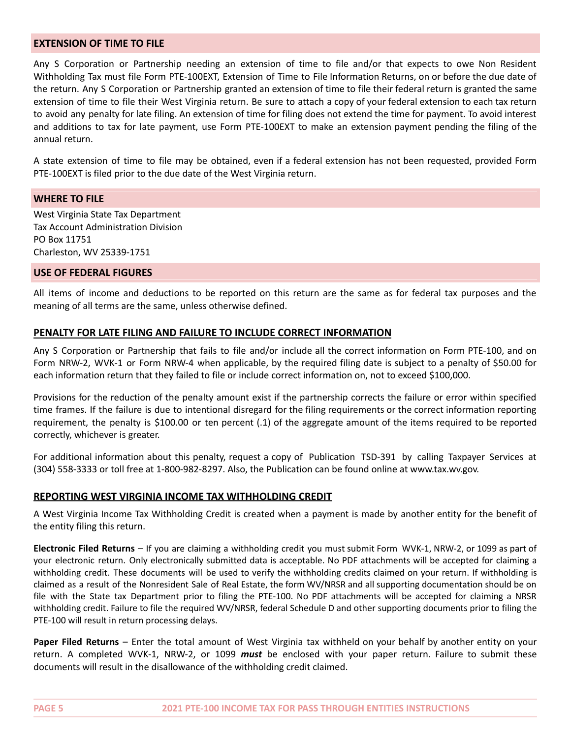## EXTENSION OF TIME TO FILE

Any S Corporation or Partnership needing an extension of time to file and/or that expects to owe Non Resident Withholding Tax must file Form PTE-100EXT, Extension of Time to File Information Returns, on or before the due date of the return. Any S Corporation or Partnership granted an extension of time to file their federal return is granted the same extension of time to file their West Virginia return. Be sure to attach a copy of your federal extension to each tax return to avoid any penalty for late filing. An extension of time for filing does not extend the time for payment. To avoid interest and additions to tax for late payment, use Form PTE-100EXT to make an extension payment pending the filing of the annual return.

A state extension of time to file may be obtained, even if a federal extension has not been requested, provided Form PTE-100EXT is filed prior to the due date of the West Virginia return.

## WHERE TO FILE

West Virginia State Tax Department
Tax Account Administration Division
PO Box 11751
Charleston, WV 25339-1751

## USE OF FEDERAL FIGURES

All items of income and deductions to be reported on this return are the same as for federal tax purposes and the meaning of all terms are the same, unless otherwise defined.

## PENALTY FOR LATE FILING AND FAILURE TO INCLUDE CORRECT INFORMATION

Any S Corporation or Partnership that fails to file and/or include all the correct information on Form PTE-100, and on Form NRW-2, WVK-1 or Form NRW-4 when applicable, by the required filing date is subject to a penalty of $50.00 for each information return that they failed to file or include correct information on, not to exceed $100,000.

Provisions for the reduction of the penalty amount exist if the partnership corrects the failure or error within specified time frames. If the failure is due to intentional disregard for the filing requirements or the correct information reporting requirement, the penalty is $100.00 or ten percent (.1) of the aggregate amount of the items required to be reported correctly, whichever is greater.

For additional information about this penalty, request a copy of Publication TSD-391 by calling Taxpayer Services at (304) 558-3333 or toll free at 1-800-982-8297. Also, the Publication can be found online at www.tax.wv.gov.

## REPORTING WEST VIRGINIA INCOME TAX WITHHOLDING CREDIT

A West Virginia Income Tax Withholding Credit is created when a payment is made by another entity for the benefit of the entity filing this return.

**Electronic Filed Returns** – If you are claiming a withholding credit you must submit Form WVK-1, NRW-2, or 1099 as part of your electronic return. Only electronically submitted data is acceptable. No PDF attachments will be accepted for claiming a withholding credit. These documents will be used to verify the withholding credits claimed on your return. If withholding is claimed as a result of the Nonresident Sale of Real Estate, the form WV/NRSR and all supporting documentation should be on file with the State tax Department prior to filing the PTE-100. No PDF attachments will be accepted for claiming a NRSR withholding credit. Failure to file the required WV/NRSR, federal Schedule D and other supporting documents prior to filing the PTE-100 will result in return processing delays.

**Paper Filed Returns** – Enter the total amount of West Virginia tax withheld on your behalf by another entity on your return. A completed WVK-1, NRW-2, or 1099 ***must*** be enclosed with your paper return. Failure to submit these documents will result in the disallowance of the withholding credit claimed.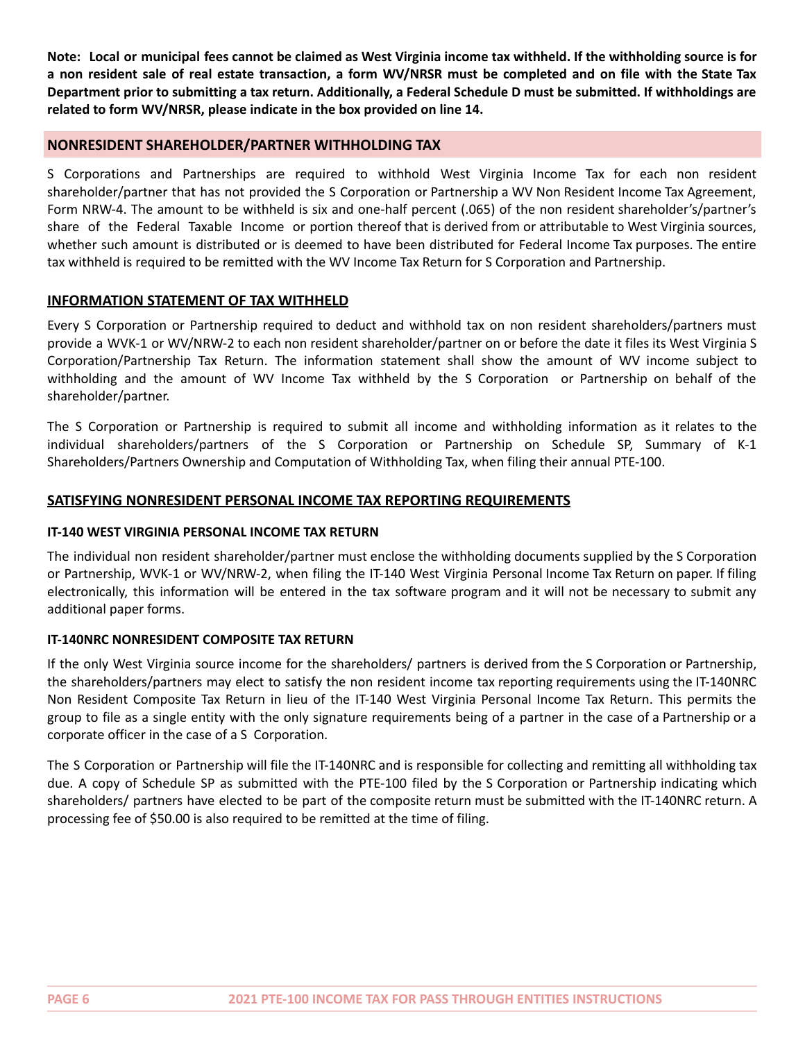**Note: Local or municipal fees cannot be claimed as West Virginia income tax withheld. If the withholding source is for a non resident sale of real estate transaction, a form WV/NRSR must be completed and on file with the State Tax Department prior to submitting a tax return. Additionally, a Federal Schedule D must be submitted. If withholdings are related to form WV/NRSR, please indicate in the box provided on line 14.**

## NONRESIDENT SHAREHOLDER/PARTNER WITHHOLDING TAX

S Corporations and Partnerships are required to withhold West Virginia Income Tax for each non resident shareholder/partner that has not provided the S Corporation or Partnership a WV Non Resident Income Tax Agreement, Form NRW-4. The amount to be withheld is six and one-half percent (.065) of the non resident shareholder's/partner's share of the Federal Taxable Income or portion thereof that is derived from or attributable to West Virginia sources, whether such amount is distributed or is deemed to have been distributed for Federal Income Tax purposes. The entire tax withheld is required to be remitted with the WV Income Tax Return for S Corporation and Partnership.

## INFORMATION STATEMENT OF TAX WITHHELD

Every S Corporation or Partnership required to deduct and withhold tax on non resident shareholders/partners must provide a WVK-1 or WV/NRW-2 to each non resident shareholder/partner on or before the date it files its West Virginia S Corporation/Partnership Tax Return. The information statement shall show the amount of WV income subject to withholding and the amount of WV Income Tax withheld by the S Corporation or Partnership on behalf of the shareholder/partner.

The S Corporation or Partnership is required to submit all income and withholding information as it relates to the individual shareholders/partners of the S Corporation or Partnership on Schedule SP, Summary of K-1 Shareholders/Partners Ownership and Computation of Withholding Tax, when filing their annual PTE-100.

## SATISFYING NONRESIDENT PERSONAL INCOME TAX REPORTING REQUIREMENTS

### IT-140 WEST VIRGINIA PERSONAL INCOME TAX RETURN

The individual non resident shareholder/partner must enclose the withholding documents supplied by the S Corporation or Partnership, WVK-1 or WV/NRW-2, when filing the IT-140 West Virginia Personal Income Tax Return on paper. If filing electronically, this information will be entered in the tax software program and it will not be necessary to submit any additional paper forms.

### IT-140NRC NONRESIDENT COMPOSITE TAX RETURN

If the only West Virginia source income for the shareholders/ partners is derived from the S Corporation or Partnership, the shareholders/partners may elect to satisfy the non resident income tax reporting requirements using the IT-140NRC Non Resident Composite Tax Return in lieu of the IT-140 West Virginia Personal Income Tax Return. This permits the group to file as a single entity with the only signature requirements being of a partner in the case of a Partnership or a corporate officer in the case of a S Corporation.

The S Corporation or Partnership will file the IT-140NRC and is responsible for collecting and remitting all withholding tax due. A copy of Schedule SP as submitted with the PTE-100 filed by the S Corporation or Partnership indicating which shareholders/ partners have elected to be part of the composite return must be submitted with the IT-140NRC return. A processing fee of $50.00 is also required to be remitted at the time of filing.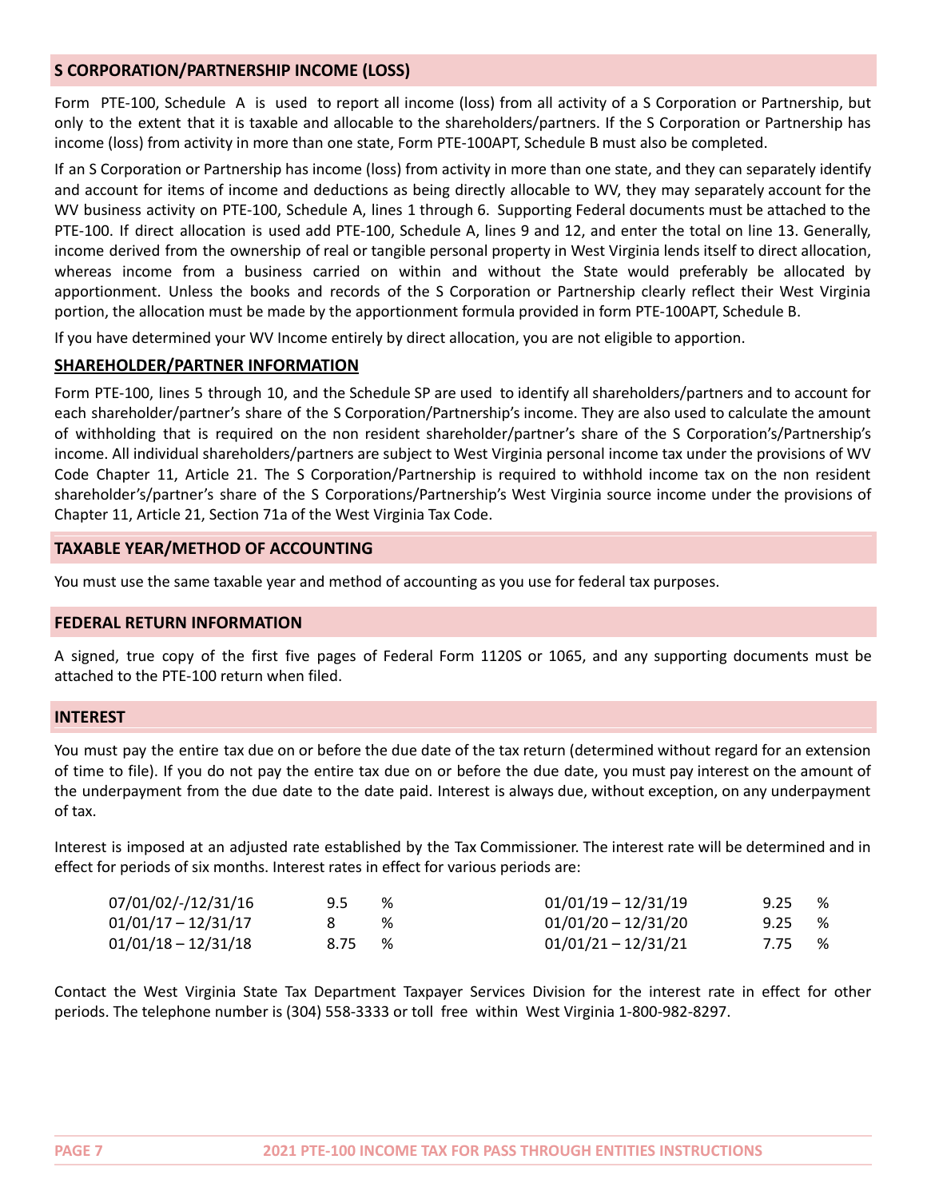## S CORPORATION/PARTNERSHIP INCOME (LOSS)

Form PTE-100, Schedule A is used to report all income (loss) from all activity of a S Corporation or Partnership, but only to the extent that it is taxable and allocable to the shareholders/partners. If the S Corporation or Partnership has income (loss) from activity in more than one state, Form PTE-100APT, Schedule B must also be completed.

If an S Corporation or Partnership has income (loss) from activity in more than one state, and they can separately identify and account for items of income and deductions as being directly allocable to WV, they may separately account for the WV business activity on PTE-100, Schedule A, lines 1 through 6. Supporting Federal documents must be attached to the PTE-100. If direct allocation is used add PTE-100, Schedule A, lines 9 and 12, and enter the total on line 13. Generally, income derived from the ownership of real or tangible personal property in West Virginia lends itself to direct allocation, whereas income from a business carried on within and without the State would preferably be allocated by apportionment. Unless the books and records of the S Corporation or Partnership clearly reflect their West Virginia portion, the allocation must be made by the apportionment formula provided in form PTE-100APT, Schedule B.

If you have determined your WV Income entirely by direct allocation, you are not eligible to apportion.

### SHAREHOLDER/PARTNER INFORMATION

Form PTE-100, lines 5 through 10, and the Schedule SP are used to identify all shareholders/partners and to account for each shareholder/partner's share of the S Corporation/Partnership's income. They are also used to calculate the amount of withholding that is required on the non resident shareholder/partner's share of the S Corporation's/Partnership's income. All individual shareholders/partners are subject to West Virginia personal income tax under the provisions of WV Code Chapter 11, Article 21. The S Corporation/Partnership is required to withhold income tax on the non resident shareholder's/partner's share of the S Corporations/Partnership's West Virginia source income under the provisions of Chapter 11, Article 21, Section 71a of the West Virginia Tax Code.

## TAXABLE YEAR/METHOD OF ACCOUNTING

You must use the same taxable year and method of accounting as you use for federal tax purposes.

## FEDERAL RETURN INFORMATION

A signed, true copy of the first five pages of Federal Form 1120S or 1065, and any supporting documents must be attached to the PTE-100 return when filed.

## INTEREST

You must pay the entire tax due on or before the due date of the tax return (determined without regard for an extension of time to file). If you do not pay the entire tax due on or before the due date, you must pay interest on the amount of the underpayment from the due date to the date paid. Interest is always due, without exception, on any underpayment of tax.

Interest is imposed at an adjusted rate established by the Tax Commissioner. The interest rate will be determined and in effect for periods of six months. Interest rates in effect for various periods are:

| | | | |
|---|---|---|---|
| 07/01/02/-/12/31/16 | 9.5 % | 01/01/19 – 12/31/19 | 9.25 % |
| 01/01/17 – 12/31/17 | 8 % | 01/01/20 – 12/31/20 | 9.25 % |
| 01/01/18 – 12/31/18 | 8.75 % | 01/01/21 – 12/31/21 | 7.75 % |

Contact the West Virginia State Tax Department Taxpayer Services Division for the interest rate in effect for other periods. The telephone number is (304) 558-3333 or toll free within West Virginia 1-800-982-8297.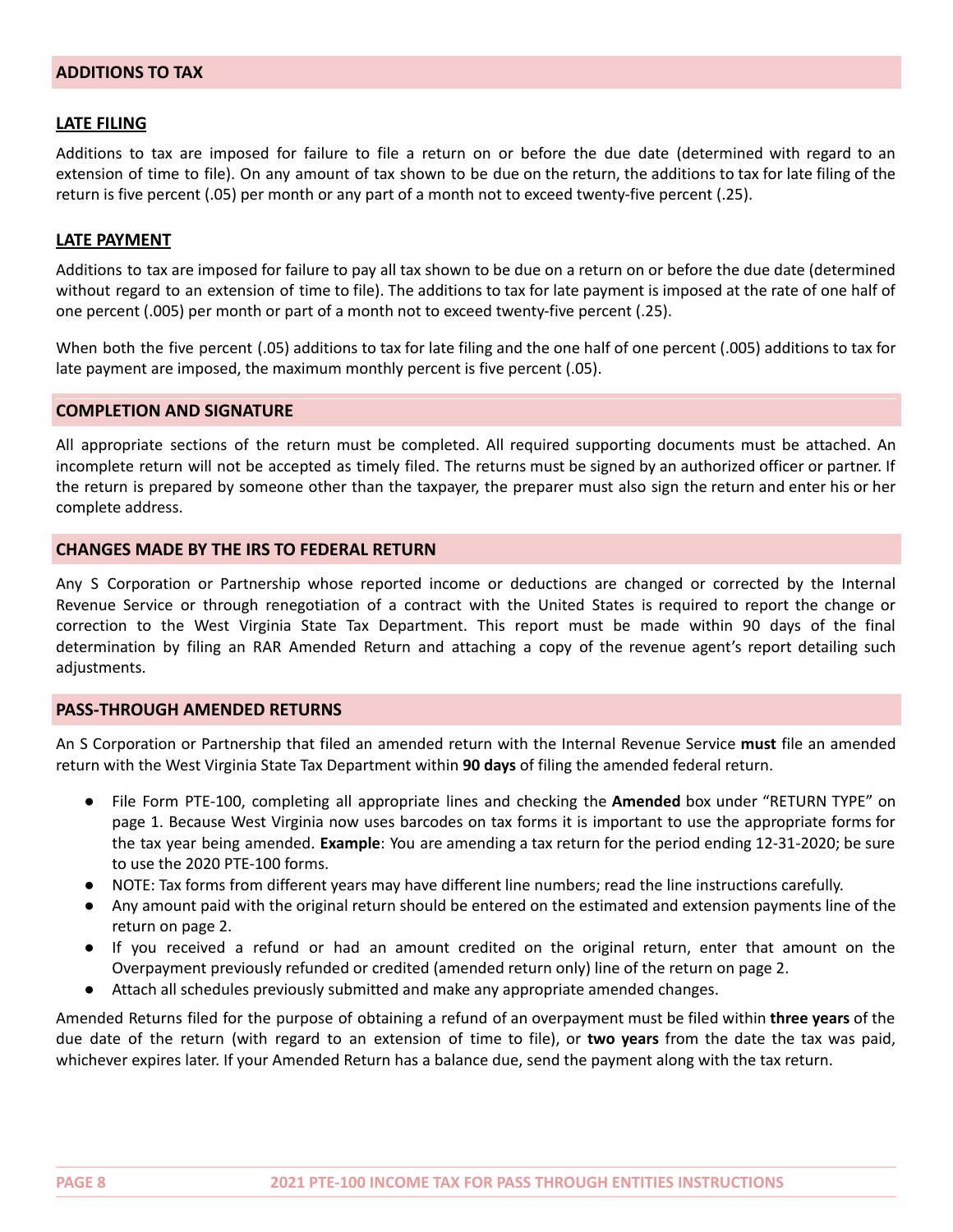## ADDITIONS TO TAX

### LATE FILING

Additions to tax are imposed for failure to file a return on or before the due date (determined with regard to an extension of time to file). On any amount of tax shown to be due on the return, the additions to tax for late filing of the return is five percent (.05) per month or any part of a month not to exceed twenty-five percent (.25).

### LATE PAYMENT

Additions to tax are imposed for failure to pay all tax shown to be due on a return on or before the due date (determined without regard to an extension of time to file). The additions to tax for late payment is imposed at the rate of one half of one percent (.005) per month or part of a month not to exceed twenty-five percent (.25).

When both the five percent (.05) additions to tax for late filing and the one half of one percent (.005) additions to tax for late payment are imposed, the maximum monthly percent is five percent (.05).

## COMPLETION AND SIGNATURE

All appropriate sections of the return must be completed. All required supporting documents must be attached. An incomplete return will not be accepted as timely filed. The returns must be signed by an authorized officer or partner. If the return is prepared by someone other than the taxpayer, the preparer must also sign the return and enter his or her complete address.

## CHANGES MADE BY THE IRS TO FEDERAL RETURN

Any S Corporation or Partnership whose reported income or deductions are changed or corrected by the Internal Revenue Service or through renegotiation of a contract with the United States is required to report the change or correction to the West Virginia State Tax Department. This report must be made within 90 days of the final determination by filing an RAR Amended Return and attaching a copy of the revenue agent's report detailing such adjustments.

## PASS-THROUGH AMENDED RETURNS

An S Corporation or Partnership that filed an amended return with the Internal Revenue Service **must** file an amended return with the West Virginia State Tax Department within **90 days** of filing the amended federal return.

- File Form PTE-100, completing all appropriate lines and checking the **Amended** box under "RETURN TYPE" on page 1. Because West Virginia now uses barcodes on tax forms it is important to use the appropriate forms for the tax year being amended. **Example**: You are amending a tax return for the period ending 12-31-2020; be sure to use the 2020 PTE-100 forms.
- NOTE: Tax forms from different years may have different line numbers; read the line instructions carefully.
- Any amount paid with the original return should be entered on the estimated and extension payments line of the return on page 2.
- If you received a refund or had an amount credited on the original return, enter that amount on the Overpayment previously refunded or credited (amended return only) line of the return on page 2.
- Attach all schedules previously submitted and make any appropriate amended changes.

Amended Returns filed for the purpose of obtaining a refund of an overpayment must be filed within **three years** of the due date of the return (with regard to an extension of time to file), or **two years** from the date the tax was paid, whichever expires later. If your Amended Return has a balance due, send the payment along with the tax return.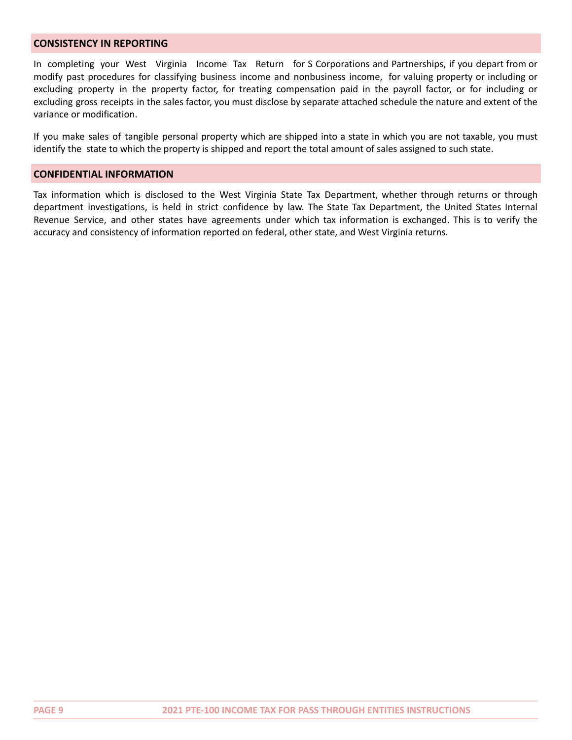## CONSISTENCY IN REPORTING

In completing your West Virginia Income Tax Return for S Corporations and Partnerships, if you depart from or modify past procedures for classifying business income and nonbusiness income, for valuing property or including or excluding property in the property factor, for treating compensation paid in the payroll factor, or for including or excluding gross receipts in the sales factor, you must disclose by separate attached schedule the nature and extent of the variance or modification.

If you make sales of tangible personal property which are shipped into a state in which you are not taxable, you must identify the state to which the property is shipped and report the total amount of sales assigned to such state.

## CONFIDENTIAL INFORMATION

Tax information which is disclosed to the West Virginia State Tax Department, whether through returns or through department investigations, is held in strict confidence by law. The State Tax Department, the United States Internal Revenue Service, and other states have agreements under which tax information is exchanged. This is to verify the accuracy and consistency of information reported on federal, other state, and West Virginia returns.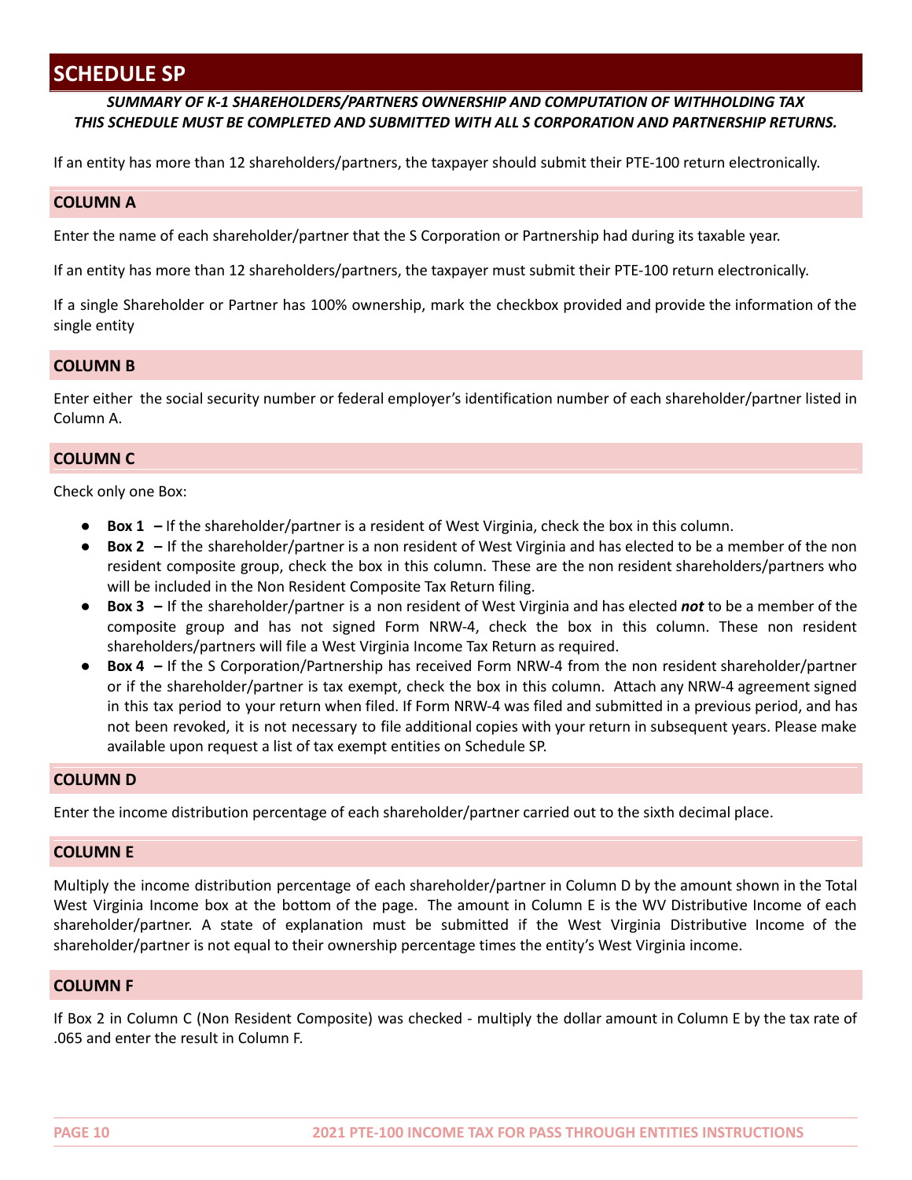# SCHEDULE SP

***SUMMARY OF K-1 SHAREHOLDERS/PARTNERS OWNERSHIP AND COMPUTATION OF WITHHOLDING TAX***
***THIS SCHEDULE MUST BE COMPLETED AND SUBMITTED WITH ALL S CORPORATION AND PARTNERSHIP RETURNS.***

If an entity has more than 12 shareholders/partners, the taxpayer should submit their PTE-100 return electronically.

## COLUMN A

Enter the name of each shareholder/partner that the S Corporation or Partnership had during its taxable year.

If an entity has more than 12 shareholders/partners, the taxpayer must submit their PTE-100 return electronically.

If a single Shareholder or Partner has 100% ownership, mark the checkbox provided and provide the information of the single entity

## COLUMN B

Enter either the social security number or federal employer's identification number of each shareholder/partner listed in Column A.

## COLUMN C

Check only one Box:

- **Box 1 –** If the shareholder/partner is a resident of West Virginia, check the box in this column.
- **Box 2 –** If the shareholder/partner is a non resident of West Virginia and has elected to be a member of the non resident composite group, check the box in this column. These are the non resident shareholders/partners who will be included in the Non Resident Composite Tax Return filing.
- **Box 3 –** If the shareholder/partner is a non resident of West Virginia and has elected ***not*** to be a member of the composite group and has not signed Form NRW-4, check the box in this column. These non resident shareholders/partners will file a West Virginia Income Tax Return as required.
- **Box 4 –** If the S Corporation/Partnership has received Form NRW-4 from the non resident shareholder/partner or if the shareholder/partner is tax exempt, check the box in this column. Attach any NRW-4 agreement signed in this tax period to your return when filed. If Form NRW-4 was filed and submitted in a previous period, and has not been revoked, it is not necessary to file additional copies with your return in subsequent years. Please make available upon request a list of tax exempt entities on Schedule SP.

## COLUMN D

Enter the income distribution percentage of each shareholder/partner carried out to the sixth decimal place.

## COLUMN E

Multiply the income distribution percentage of each shareholder/partner in Column D by the amount shown in the Total West Virginia Income box at the bottom of the page. The amount in Column E is the WV Distributive Income of each shareholder/partner. A state of explanation must be submitted if the West Virginia Distributive Income of the shareholder/partner is not equal to their ownership percentage times the entity's West Virginia income.

## COLUMN F

If Box 2 in Column C (Non Resident Composite) was checked - multiply the dollar amount in Column E by the tax rate of .065 and enter the result in Column F.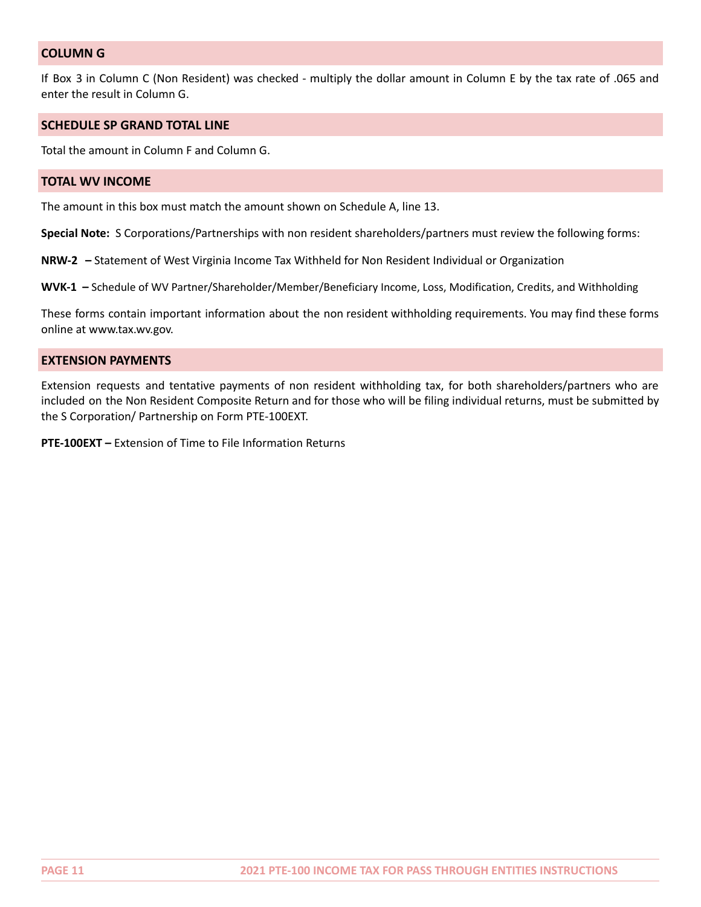## COLUMN G

If Box 3 in Column C (Non Resident) was checked - multiply the dollar amount in Column E by the tax rate of .065 and enter the result in Column G.

## SCHEDULE SP GRAND TOTAL LINE

Total the amount in Column F and Column G.

## TOTAL WV INCOME

The amount in this box must match the amount shown on Schedule A, line 13.

**Special Note:** S Corporations/Partnerships with non resident shareholders/partners must review the following forms:

**NRW-2 –** Statement of West Virginia Income Tax Withheld for Non Resident Individual or Organization

**WVK-1 –** Schedule of WV Partner/Shareholder/Member/Beneficiary Income, Loss, Modification, Credits, and Withholding

These forms contain important information about the non resident withholding requirements. You may find these forms online at www.tax.wv.gov.

## EXTENSION PAYMENTS

Extension requests and tentative payments of non resident withholding tax, for both shareholders/partners who are included on the Non Resident Composite Return and for those who will be filing individual returns, must be submitted by the S Corporation/ Partnership on Form PTE-100EXT.

**PTE-100EXT –** Extension of Time to File Information Returns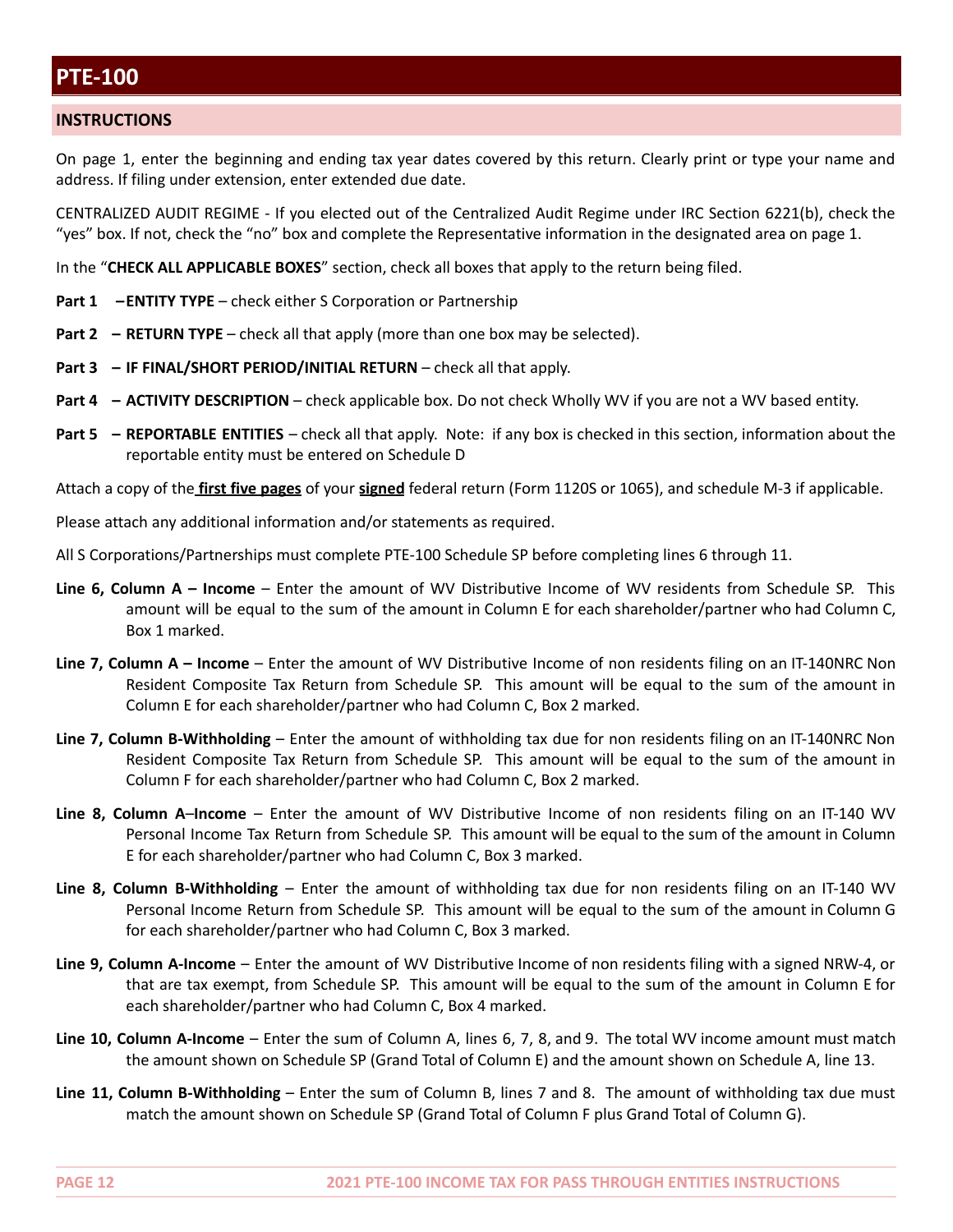# PTE-100

## INSTRUCTIONS

On page 1, enter the beginning and ending tax year dates covered by this return. Clearly print or type your name and address. If filing under extension, enter extended due date.

CENTRALIZED AUDIT REGIME - If you elected out of the Centralized Audit Regime under IRC Section 6221(b), check the "yes" box. If not, check the "no" box and complete the Representative information in the designated area on page 1.

In the "**CHECK ALL APPLICABLE BOXES**" section, check all boxes that apply to the return being filed.

**Part 1 – ENTITY TYPE** – check either S Corporation or Partnership

**Part 2 – RETURN TYPE** – check all that apply (more than one box may be selected).

**Part 3 – IF FINAL/SHORT PERIOD/INITIAL RETURN** – check all that apply.

**Part 4 – ACTIVITY DESCRIPTION** – check applicable box. Do not check Wholly WV if you are not a WV based entity.

**Part 5 – REPORTABLE ENTITIES** – check all that apply. Note: if any box is checked in this section, information about the reportable entity must be entered on Schedule D

Attach a copy of the **first five pages** of your **signed** federal return (Form 1120S or 1065), and schedule M-3 if applicable.

Please attach any additional information and/or statements as required.

All S Corporations/Partnerships must complete PTE-100 Schedule SP before completing lines 6 through 11.

**Line 6, Column A – Income** – Enter the amount of WV Distributive Income of WV residents from Schedule SP. This amount will be equal to the sum of the amount in Column E for each shareholder/partner who had Column C, Box 1 marked.

**Line 7, Column A – Income** – Enter the amount of WV Distributive Income of non residents filing on an IT-140NRC Non Resident Composite Tax Return from Schedule SP. This amount will be equal to the sum of the amount in Column E for each shareholder/partner who had Column C, Box 2 marked.

**Line 7, Column B-Withholding** – Enter the amount of withholding tax due for non residents filing on an IT-140NRC Non Resident Composite Tax Return from Schedule SP. This amount will be equal to the sum of the amount in Column F for each shareholder/partner who had Column C, Box 2 marked.

**Line 8, Column A–Income** – Enter the amount of WV Distributive Income of non residents filing on an IT-140 WV Personal Income Tax Return from Schedule SP. This amount will be equal to the sum of the amount in Column E for each shareholder/partner who had Column C, Box 3 marked.

**Line 8, Column B-Withholding** – Enter the amount of withholding tax due for non residents filing on an IT-140 WV Personal Income Return from Schedule SP. This amount will be equal to the sum of the amount in Column G for each shareholder/partner who had Column C, Box 3 marked.

**Line 9, Column A-Income** – Enter the amount of WV Distributive Income of non residents filing with a signed NRW-4, or that are tax exempt, from Schedule SP. This amount will be equal to the sum of the amount in Column E for each shareholder/partner who had Column C, Box 4 marked.

**Line 10, Column A-Income** – Enter the sum of Column A, lines 6, 7, 8, and 9. The total WV income amount must match the amount shown on Schedule SP (Grand Total of Column E) and the amount shown on Schedule A, line 13.

**Line 11, Column B-Withholding** – Enter the sum of Column B, lines 7 and 8. The amount of withholding tax due must match the amount shown on Schedule SP (Grand Total of Column F plus Grand Total of Column G).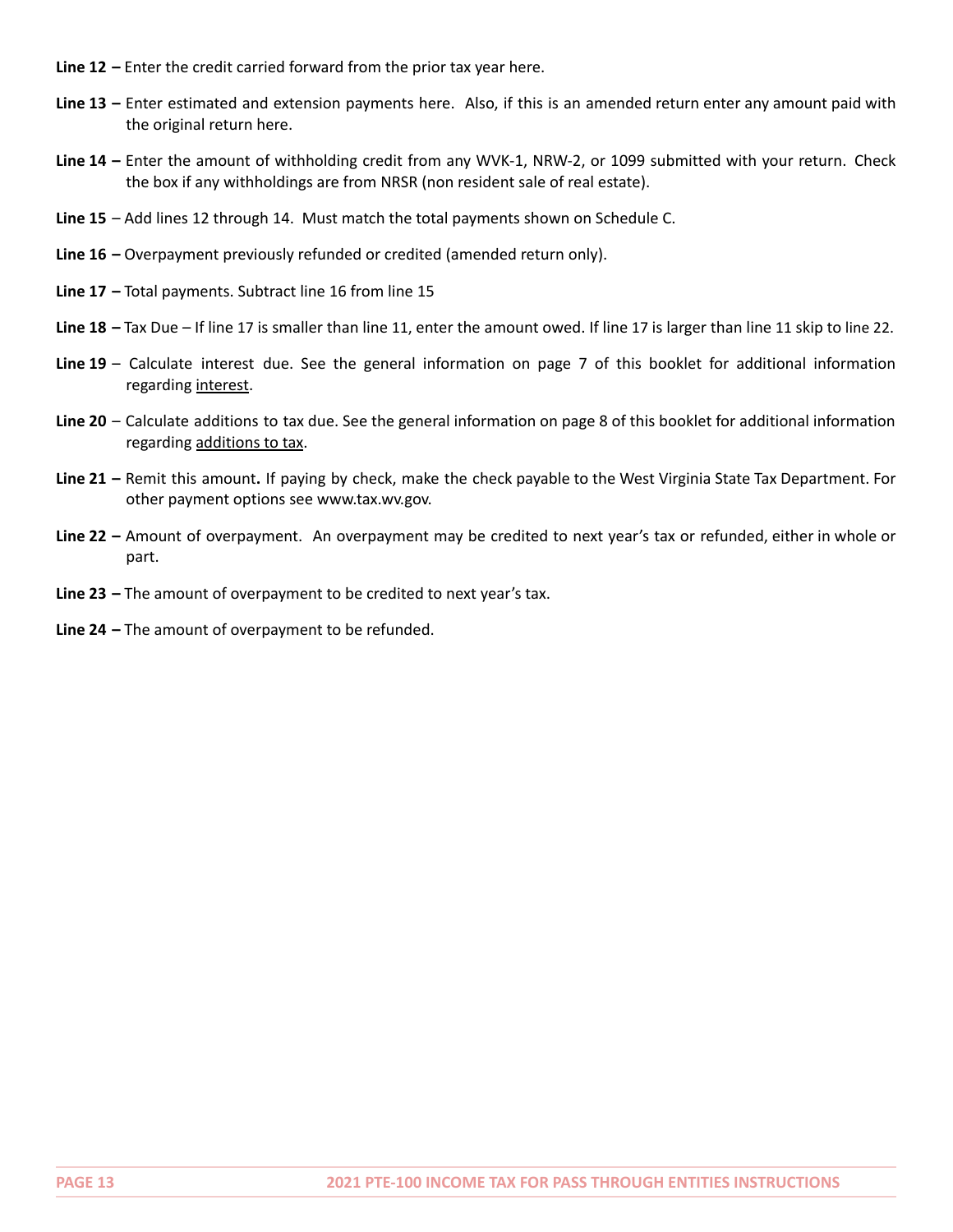**Line 12 –** Enter the credit carried forward from the prior tax year here.

**Line 13 –** Enter estimated and extension payments here. Also, if this is an amended return enter any amount paid with the original return here.

**Line 14 –** Enter the amount of withholding credit from any WVK-1, NRW-2, or 1099 submitted with your return. Check the box if any withholdings are from NRSR (non resident sale of real estate).

**Line 15** – Add lines 12 through 14. Must match the total payments shown on Schedule C.

**Line 16 –** Overpayment previously refunded or credited (amended return only).

**Line 17 –** Total payments. Subtract line 16 from line 15

**Line 18 –** Tax Due – If line 17 is smaller than line 11, enter the amount owed. If line 17 is larger than line 11 skip to line 22.

**Line 19** – Calculate interest due. See the general information on page 7 of this booklet for additional information regarding interest.

**Line 20** – Calculate additions to tax due. See the general information on page 8 of this booklet for additional information regarding additions to tax.

**Line 21 –** Remit this amount**.** If paying by check, make the check payable to the West Virginia State Tax Department. For other payment options see www.tax.wv.gov.

**Line 22 –** Amount of overpayment. An overpayment may be credited to next year's tax or refunded, either in whole or part.

**Line 23 –** The amount of overpayment to be credited to next year's tax.

**Line 24 –** The amount of overpayment to be refunded.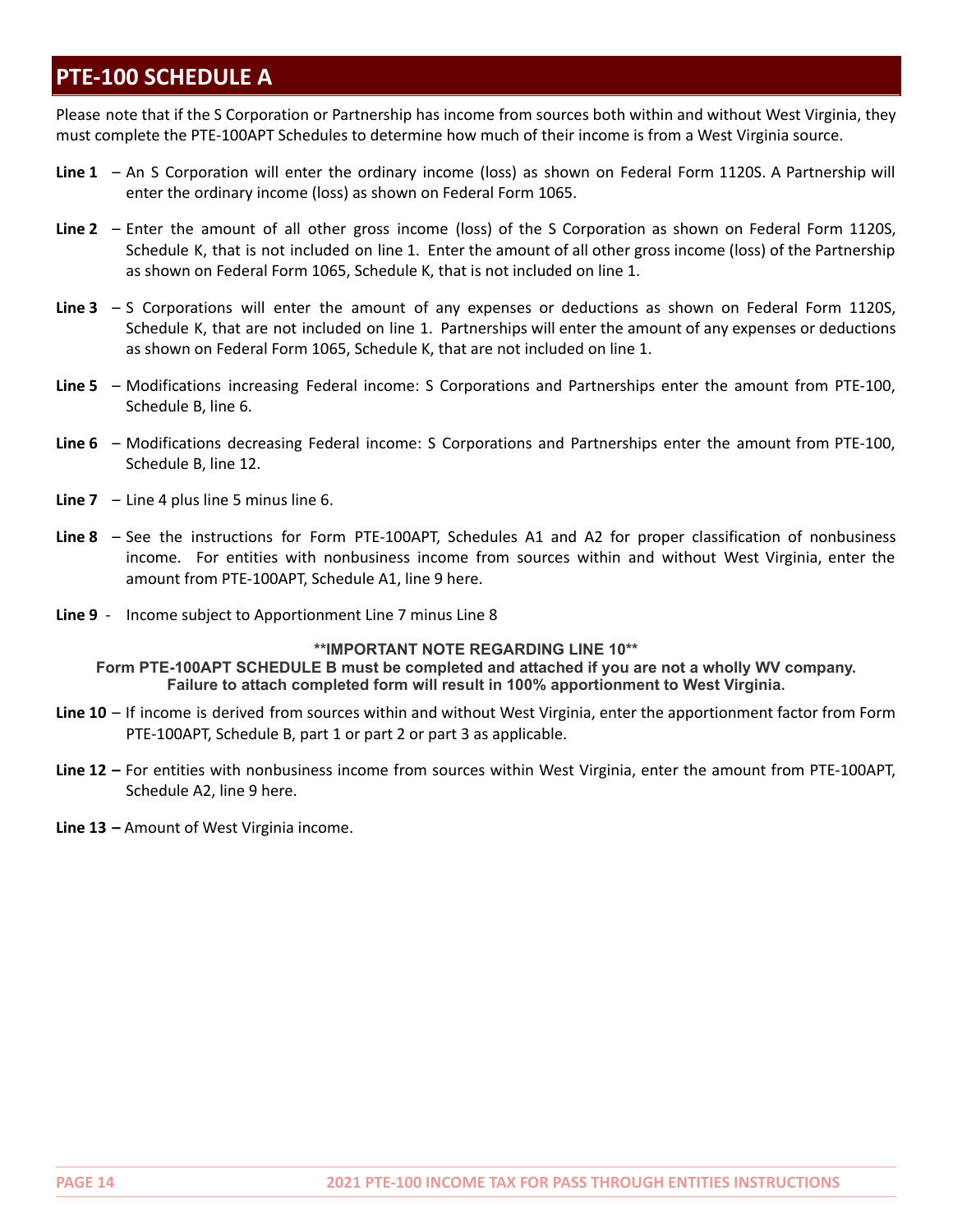# PTE-100 SCHEDULE A

Please note that if the S Corporation or Partnership has income from sources both within and without West Virginia, they must complete the PTE-100APT Schedules to determine how much of their income is from a West Virginia source.

**Line 1** – An S Corporation will enter the ordinary income (loss) as shown on Federal Form 1120S. A Partnership will enter the ordinary income (loss) as shown on Federal Form 1065.

**Line 2** – Enter the amount of all other gross income (loss) of the S Corporation as shown on Federal Form 1120S, Schedule K, that is not included on line 1. Enter the amount of all other gross income (loss) of the Partnership as shown on Federal Form 1065, Schedule K, that is not included on line 1.

**Line 3** – S Corporations will enter the amount of any expenses or deductions as shown on Federal Form 1120S, Schedule K, that are not included on line 1. Partnerships will enter the amount of any expenses or deductions as shown on Federal Form 1065, Schedule K, that are not included on line 1.

**Line 5** – Modifications increasing Federal income: S Corporations and Partnerships enter the amount from PTE-100, Schedule B, line 6.

**Line 6** – Modifications decreasing Federal income: S Corporations and Partnerships enter the amount from PTE-100, Schedule B, line 12.

**Line 7** – Line 4 plus line 5 minus line 6.

**Line 8** – See the instructions for Form PTE-100APT, Schedules A1 and A2 for proper classification of nonbusiness income. For entities with nonbusiness income from sources within and without West Virginia, enter the amount from PTE-100APT, Schedule A1, line 9 here.

**Line 9** - Income subject to Apportionment Line 7 minus Line 8

**\*\*IMPORTANT NOTE REGARDING LINE 10\*\***

**Form PTE-100APT SCHEDULE B must be completed and attached if you are not a wholly WV company. Failure to attach completed form will result in 100% apportionment to West Virginia.**

**Line 10** – If income is derived from sources within and without West Virginia, enter the apportionment factor from Form PTE-100APT, Schedule B, part 1 or part 2 or part 3 as applicable.

**Line 12 –** For entities with nonbusiness income from sources within West Virginia, enter the amount from PTE-100APT, Schedule A2, line 9 here.

**Line 13 –** Amount of West Virginia income.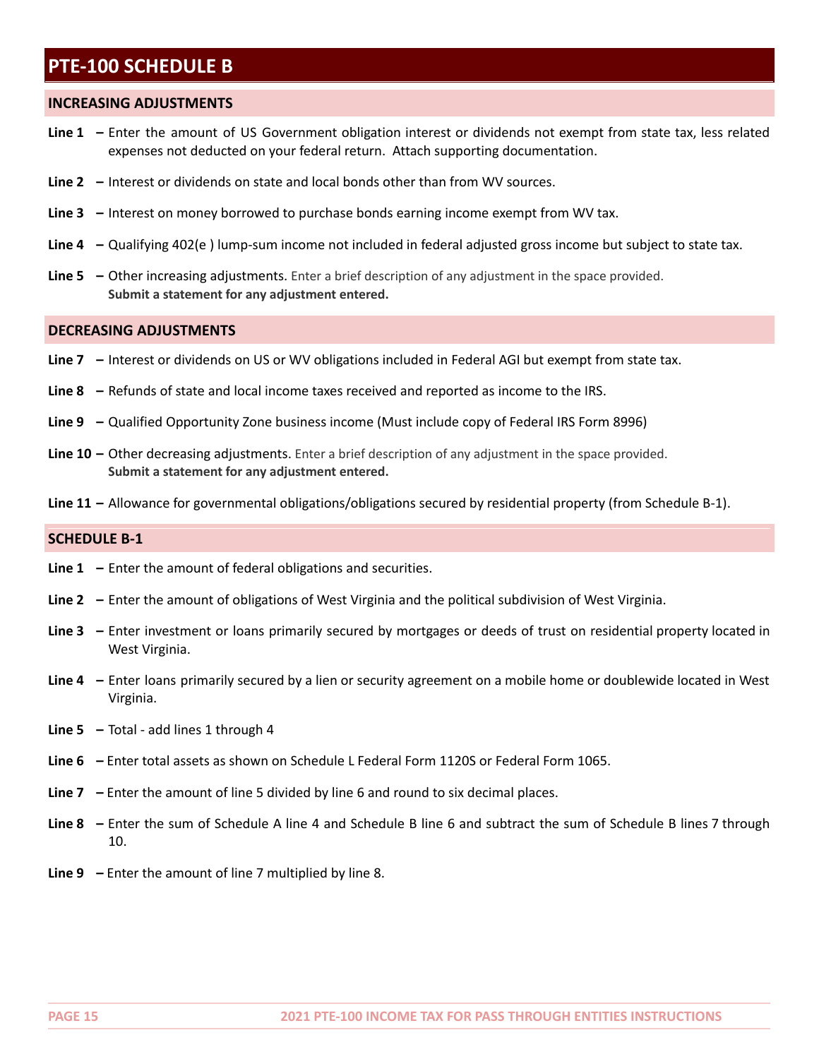# PTE-100 SCHEDULE B

## INCREASING ADJUSTMENTS

**Line 1** – Enter the amount of US Government obligation interest or dividends not exempt from state tax, less related expenses not deducted on your federal return. Attach supporting documentation.

**Line 2** – Interest or dividends on state and local bonds other than from WV sources.

**Line 3** – Interest on money borrowed to purchase bonds earning income exempt from WV tax.

**Line 4** – Qualifying 402(e ) lump-sum income not included in federal adjusted gross income but subject to state tax.

**Line 5** – Other increasing adjustments. Enter a brief description of any adjustment in the space provided. **Submit a statement for any adjustment entered.**

## DECREASING ADJUSTMENTS

**Line 7** – Interest or dividends on US or WV obligations included in Federal AGI but exempt from state tax.

**Line 8** – Refunds of state and local income taxes received and reported as income to the IRS.

**Line 9** – Qualified Opportunity Zone business income (Must include copy of Federal IRS Form 8996)

**Line 10** – Other decreasing adjustments. Enter a brief description of any adjustment in the space provided. **Submit a statement for any adjustment entered.**

**Line 11** – Allowance for governmental obligations/obligations secured by residential property (from Schedule B-1).

## SCHEDULE B-1

**Line 1** – Enter the amount of federal obligations and securities.

**Line 2** – Enter the amount of obligations of West Virginia and the political subdivision of West Virginia.

**Line 3** – Enter investment or loans primarily secured by mortgages or deeds of trust on residential property located in West Virginia.

**Line 4** – Enter loans primarily secured by a lien or security agreement on a mobile home or doublewide located in West Virginia.

**Line 5** – Total - add lines 1 through 4

**Line 6** – Enter total assets as shown on Schedule L Federal Form 1120S or Federal Form 1065.

**Line 7** – Enter the amount of line 5 divided by line 6 and round to six decimal places.

**Line 8** – Enter the sum of Schedule A line 4 and Schedule B line 6 and subtract the sum of Schedule B lines 7 through 10.

**Line 9** – Enter the amount of line 7 multiplied by line 8.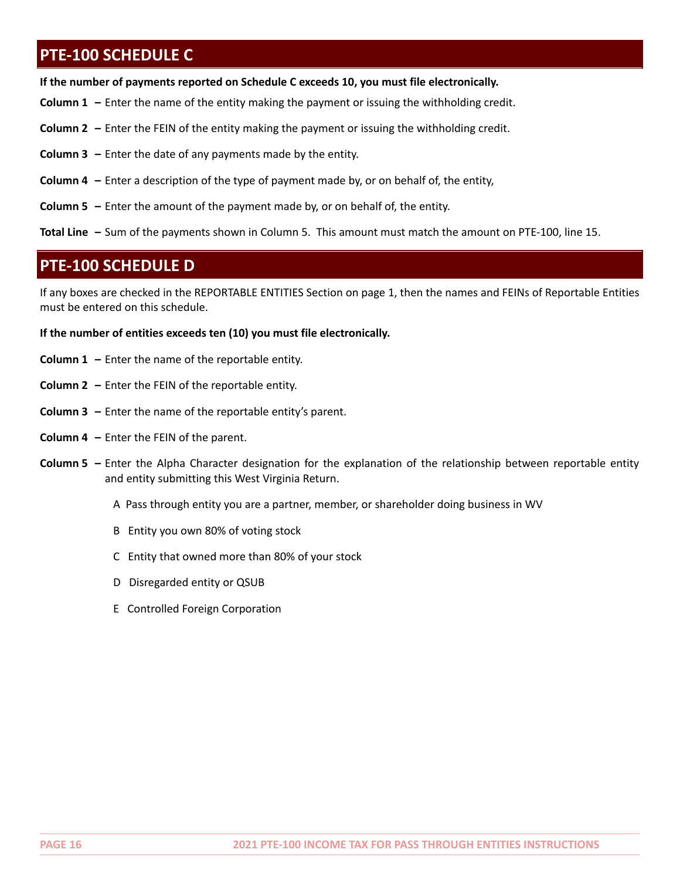## PTE-100 SCHEDULE C

**If the number of payments reported on Schedule C exceeds 10, you must file electronically.**

**Column 1 –** Enter the name of the entity making the payment or issuing the withholding credit.

**Column 2 –** Enter the FEIN of the entity making the payment or issuing the withholding credit.

**Column 3 –** Enter the date of any payments made by the entity.

**Column 4 –** Enter a description of the type of payment made by, or on behalf of, the entity,

**Column 5 –** Enter the amount of the payment made by, or on behalf of, the entity.

**Total Line –** Sum of the payments shown in Column 5. This amount must match the amount on PTE-100, line 15.

## PTE-100 SCHEDULE D

If any boxes are checked in the REPORTABLE ENTITIES Section on page 1, then the names and FEINs of Reportable Entities must be entered on this schedule.

**If the number of entities exceeds ten (10) you must file electronically.**

**Column 1 –** Enter the name of the reportable entity.

**Column 2 –** Enter the FEIN of the reportable entity.

**Column 3 –** Enter the name of the reportable entity's parent.

**Column 4 –** Enter the FEIN of the parent.

**Column 5 –** Enter the Alpha Character designation for the explanation of the relationship between reportable entity and entity submitting this West Virginia Return.

A Pass through entity you are a partner, member, or shareholder doing business in WV

B Entity you own 80% of voting stock

C Entity that owned more than 80% of your stock

D Disregarded entity or QSUB

E Controlled Foreign Corporation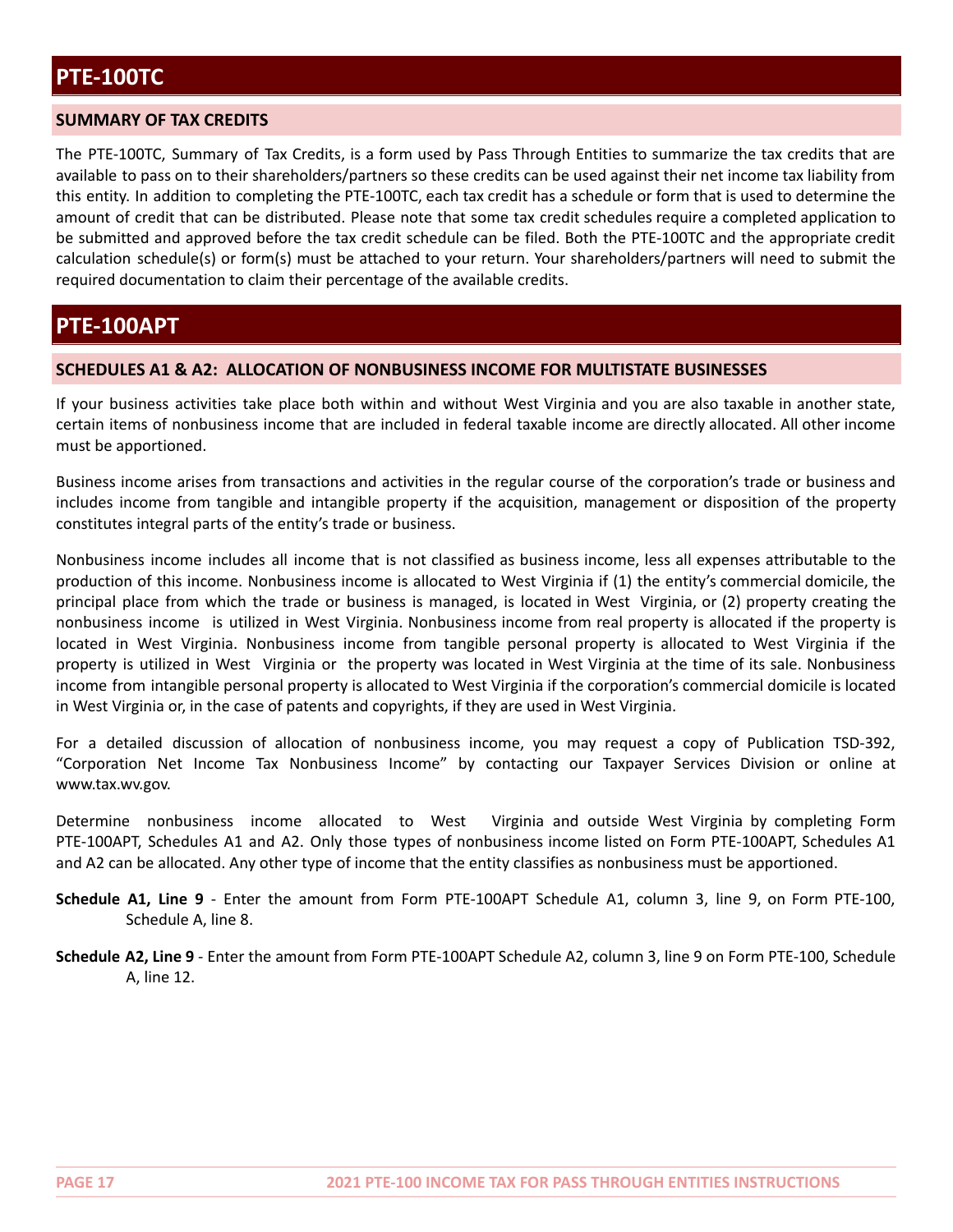# PTE-100TC

## SUMMARY OF TAX CREDITS

The PTE-100TC, Summary of Tax Credits, is a form used by Pass Through Entities to summarize the tax credits that are available to pass on to their shareholders/partners so these credits can be used against their net income tax liability from this entity. In addition to completing the PTE-100TC, each tax credit has a schedule or form that is used to determine the amount of credit that can be distributed. Please note that some tax credit schedules require a completed application to be submitted and approved before the tax credit schedule can be filed. Both the PTE-100TC and the appropriate credit calculation schedule(s) or form(s) must be attached to your return. Your shareholders/partners will need to submit the required documentation to claim their percentage of the available credits.

# PTE-100APT

## SCHEDULES A1 & A2: ALLOCATION OF NONBUSINESS INCOME FOR MULTISTATE BUSINESSES

If your business activities take place both within and without West Virginia and you are also taxable in another state, certain items of nonbusiness income that are included in federal taxable income are directly allocated. All other income must be apportioned.

Business income arises from transactions and activities in the regular course of the corporation's trade or business and includes income from tangible and intangible property if the acquisition, management or disposition of the property constitutes integral parts of the entity's trade or business.

Nonbusiness income includes all income that is not classified as business income, less all expenses attributable to the production of this income. Nonbusiness income is allocated to West Virginia if (1) the entity's commercial domicile, the principal place from which the trade or business is managed, is located in West Virginia, or (2) property creating the nonbusiness income is utilized in West Virginia. Nonbusiness income from real property is allocated if the property is located in West Virginia. Nonbusiness income from tangible personal property is allocated to West Virginia if the property is utilized in West Virginia or the property was located in West Virginia at the time of its sale. Nonbusiness income from intangible personal property is allocated to West Virginia if the corporation's commercial domicile is located in West Virginia or, in the case of patents and copyrights, if they are used in West Virginia.

For a detailed discussion of allocation of nonbusiness income, you may request a copy of Publication TSD-392, "Corporation Net Income Tax Nonbusiness Income" by contacting our Taxpayer Services Division or online at www.tax.wv.gov.

Determine nonbusiness income allocated to West Virginia and outside West Virginia by completing Form PTE-100APT, Schedules A1 and A2. Only those types of nonbusiness income listed on Form PTE-100APT, Schedules A1 and A2 can be allocated. Any other type of income that the entity classifies as nonbusiness must be apportioned.

**Schedule A1, Line 9** - Enter the amount from Form PTE-100APT Schedule A1, column 3, line 9, on Form PTE-100, Schedule A, line 8.

**Schedule A2, Line 9** - Enter the amount from Form PTE-100APT Schedule A2, column 3, line 9 on Form PTE-100, Schedule A, line 12.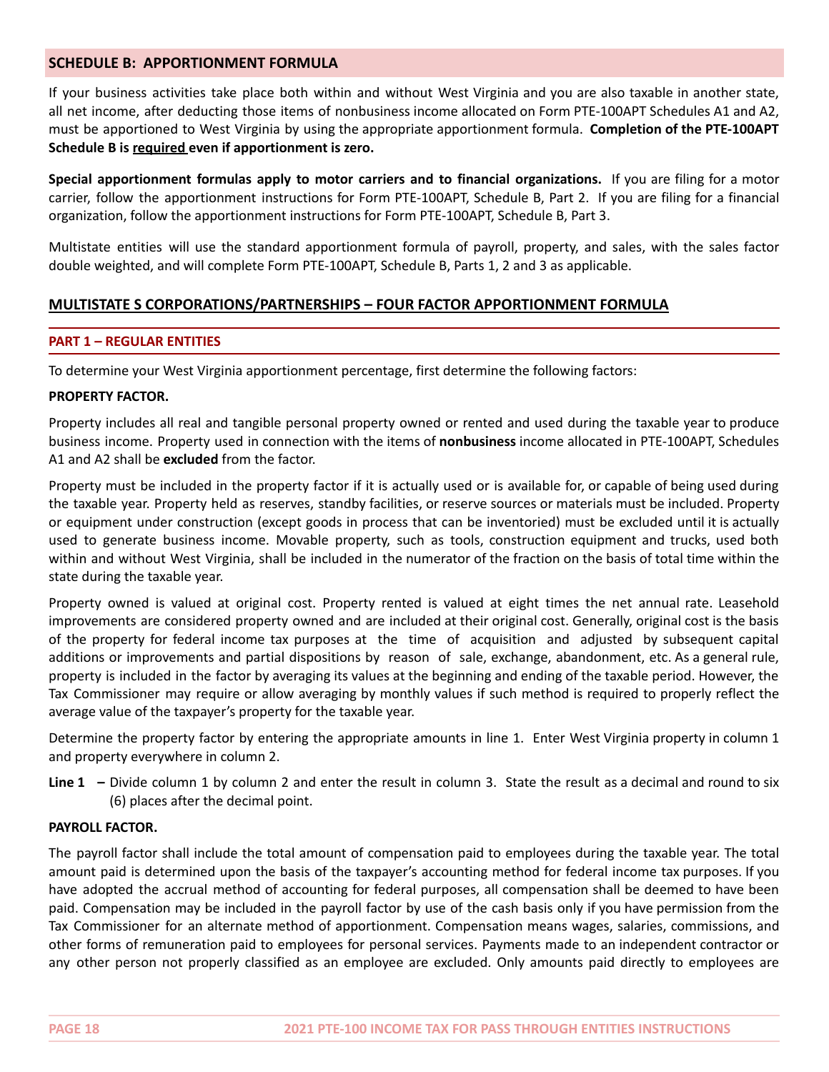## SCHEDULE B: APPORTIONMENT FORMULA

If your business activities take place both within and without West Virginia and you are also taxable in another state, all net income, after deducting those items of nonbusiness income allocated on Form PTE-100APT Schedules A1 and A2, must be apportioned to West Virginia by using the appropriate apportionment formula. **Completion of the PTE-100APT Schedule B is required even if apportionment is zero.**

**Special apportionment formulas apply to motor carriers and to financial organizations.** If you are filing for a motor carrier, follow the apportionment instructions for Form PTE-100APT, Schedule B, Part 2. If you are filing for a financial organization, follow the apportionment instructions for Form PTE-100APT, Schedule B, Part 3.

Multistate entities will use the standard apportionment formula of payroll, property, and sales, with the sales factor double weighted, and will complete Form PTE-100APT, Schedule B, Parts 1, 2 and 3 as applicable.

## MULTISTATE S CORPORATIONS/PARTNERSHIPS – FOUR FACTOR APPORTIONMENT FORMULA

### PART 1 – REGULAR ENTITIES

To determine your West Virginia apportionment percentage, first determine the following factors:

**PROPERTY FACTOR.**

Property includes all real and tangible personal property owned or rented and used during the taxable year to produce business income. Property used in connection with the items of **nonbusiness** income allocated in PTE-100APT, Schedules A1 and A2 shall be **excluded** from the factor.

Property must be included in the property factor if it is actually used or is available for, or capable of being used during the taxable year. Property held as reserves, standby facilities, or reserve sources or materials must be included. Property or equipment under construction (except goods in process that can be inventoried) must be excluded until it is actually used to generate business income. Movable property, such as tools, construction equipment and trucks, used both within and without West Virginia, shall be included in the numerator of the fraction on the basis of total time within the state during the taxable year.

Property owned is valued at original cost. Property rented is valued at eight times the net annual rate. Leasehold improvements are considered property owned and are included at their original cost. Generally, original cost is the basis of the property for federal income tax purposes at the time of acquisition and adjusted by subsequent capital additions or improvements and partial dispositions by reason of sale, exchange, abandonment, etc. As a general rule, property is included in the factor by averaging its values at the beginning and ending of the taxable period. However, the Tax Commissioner may require or allow averaging by monthly values if such method is required to properly reflect the average value of the taxpayer's property for the taxable year.

Determine the property factor by entering the appropriate amounts in line 1. Enter West Virginia property in column 1 and property everywhere in column 2.

**Line 1 –** Divide column 1 by column 2 and enter the result in column 3. State the result as a decimal and round to six (6) places after the decimal point.

**PAYROLL FACTOR.**

The payroll factor shall include the total amount of compensation paid to employees during the taxable year. The total amount paid is determined upon the basis of the taxpayer's accounting method for federal income tax purposes. If you have adopted the accrual method of accounting for federal purposes, all compensation shall be deemed to have been paid. Compensation may be included in the payroll factor by use of the cash basis only if you have permission from the Tax Commissioner for an alternate method of apportionment. Compensation means wages, salaries, commissions, and other forms of remuneration paid to employees for personal services. Payments made to an independent contractor or any other person not properly classified as an employee are excluded. Only amounts paid directly to employees are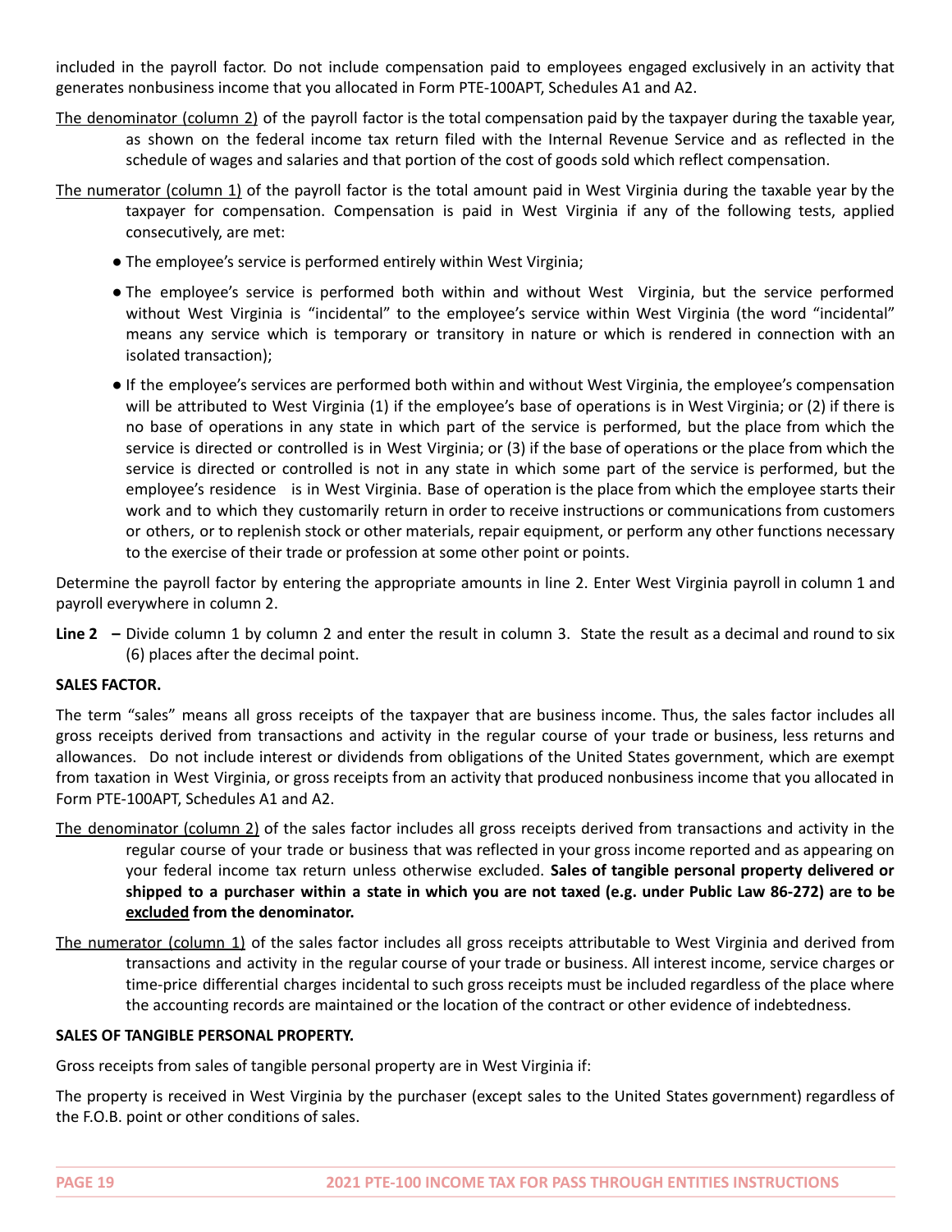included in the payroll factor. Do not include compensation paid to employees engaged exclusively in an activity that generates nonbusiness income that you allocated in Form PTE-100APT, Schedules A1 and A2.

The denominator (column 2) of the payroll factor is the total compensation paid by the taxpayer during the taxable year, as shown on the federal income tax return filed with the Internal Revenue Service and as reflected in the schedule of wages and salaries and that portion of the cost of goods sold which reflect compensation.

The numerator (column 1) of the payroll factor is the total amount paid in West Virginia during the taxable year by the taxpayer for compensation. Compensation is paid in West Virginia if any of the following tests, applied consecutively, are met:

- The employee's service is performed entirely within West Virginia;
- The employee's service is performed both within and without West Virginia, but the service performed without West Virginia is "incidental" to the employee's service within West Virginia (the word "incidental" means any service which is temporary or transitory in nature or which is rendered in connection with an isolated transaction);
- If the employee's services are performed both within and without West Virginia, the employee's compensation will be attributed to West Virginia (1) if the employee's base of operations is in West Virginia; or (2) if there is no base of operations in any state in which part of the service is performed, but the place from which the service is directed or controlled is in West Virginia; or (3) if the base of operations or the place from which the service is directed or controlled is not in any state in which some part of the service is performed, but the employee's residence is in West Virginia. Base of operation is the place from which the employee starts their work and to which they customarily return in order to receive instructions or communications from customers or others, or to replenish stock or other materials, repair equipment, or perform any other functions necessary to the exercise of their trade or profession at some other point or points.

Determine the payroll factor by entering the appropriate amounts in line 2. Enter West Virginia payroll in column 1 and payroll everywhere in column 2.

**Line 2 –** Divide column 1 by column 2 and enter the result in column 3. State the result as a decimal and round to six (6) places after the decimal point.

**SALES FACTOR.**

The term "sales" means all gross receipts of the taxpayer that are business income. Thus, the sales factor includes all gross receipts derived from transactions and activity in the regular course of your trade or business, less returns and allowances. Do not include interest or dividends from obligations of the United States government, which are exempt from taxation in West Virginia, or gross receipts from an activity that produced nonbusiness income that you allocated in Form PTE-100APT, Schedules A1 and A2.

The denominator (column 2) of the sales factor includes all gross receipts derived from transactions and activity in the regular course of your trade or business that was reflected in your gross income reported and as appearing on your federal income tax return unless otherwise excluded. **Sales of tangible personal property delivered or shipped to a purchaser within a state in which you are not taxed (e.g. under Public Law 86-272) are to be excluded from the denominator.**

The numerator (column 1) of the sales factor includes all gross receipts attributable to West Virginia and derived from transactions and activity in the regular course of your trade or business. All interest income, service charges or time-price differential charges incidental to such gross receipts must be included regardless of the place where the accounting records are maintained or the location of the contract or other evidence of indebtedness.

**SALES OF TANGIBLE PERSONAL PROPERTY.**

Gross receipts from sales of tangible personal property are in West Virginia if:

The property is received in West Virginia by the purchaser (except sales to the United States government) regardless of the F.O.B. point or other conditions of sales.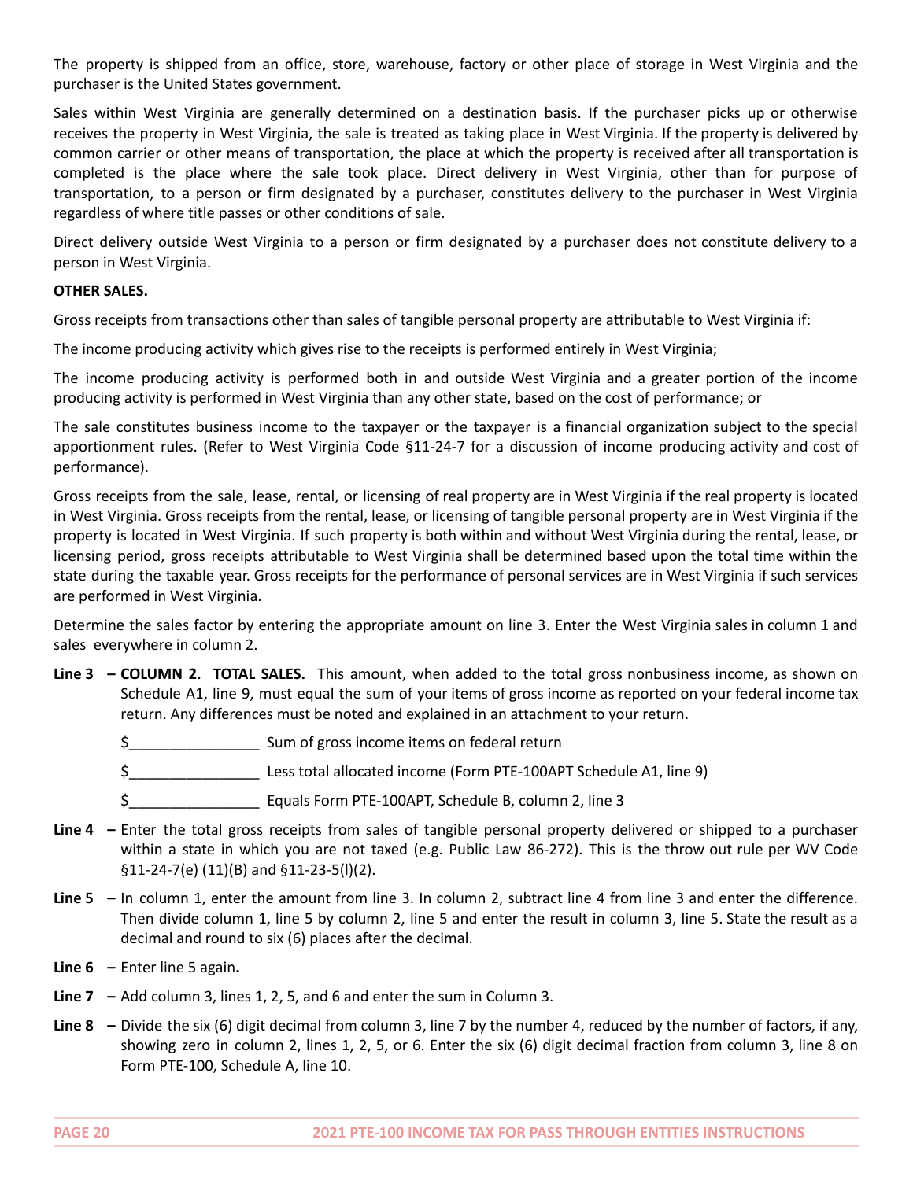The property is shipped from an office, store, warehouse, factory or other place of storage in West Virginia and the purchaser is the United States government.

Sales within West Virginia are generally determined on a destination basis. If the purchaser picks up or otherwise receives the property in West Virginia, the sale is treated as taking place in West Virginia. If the property is delivered by common carrier or other means of transportation, the place at which the property is received after all transportation is completed is the place where the sale took place. Direct delivery in West Virginia, other than for purpose of transportation, to a person or firm designated by a purchaser, constitutes delivery to the purchaser in West Virginia regardless of where title passes or other conditions of sale.

Direct delivery outside West Virginia to a person or firm designated by a purchaser does not constitute delivery to a person in West Virginia.

**OTHER SALES.**

Gross receipts from transactions other than sales of tangible personal property are attributable to West Virginia if:

The income producing activity which gives rise to the receipts is performed entirely in West Virginia;

The income producing activity is performed both in and outside West Virginia and a greater portion of the income producing activity is performed in West Virginia than any other state, based on the cost of performance; or

The sale constitutes business income to the taxpayer or the taxpayer is a financial organization subject to the special apportionment rules. (Refer to West Virginia Code §11-24-7 for a discussion of income producing activity and cost of performance).

Gross receipts from the sale, lease, rental, or licensing of real property are in West Virginia if the real property is located in West Virginia. Gross receipts from the rental, lease, or licensing of tangible personal property are in West Virginia if the property is located in West Virginia. If such property is both within and without West Virginia during the rental, lease, or licensing period, gross receipts attributable to West Virginia shall be determined based upon the total time within the state during the taxable year. Gross receipts for the performance of personal services are in West Virginia if such services are performed in West Virginia.

Determine the sales factor by entering the appropriate amount on line 3. Enter the West Virginia sales in column 1 and sales everywhere in column 2.

**Line 3 – COLUMN 2. TOTAL SALES.** This amount, when added to the total gross nonbusiness income, as shown on Schedule A1, line 9, must equal the sum of your items of gross income as reported on your federal income tax return. Any differences must be noted and explained in an attachment to your return.

$________________ Sum of gross income items on federal return

$________________ Less total allocated income (Form PTE-100APT Schedule A1, line 9)

$________________ Equals Form PTE-100APT, Schedule B, column 2, line 3

**Line 4 –** Enter the total gross receipts from sales of tangible personal property delivered or shipped to a purchaser within a state in which you are not taxed (e.g. Public Law 86-272). This is the throw out rule per WV Code §11-24-7(e) (11)(B) and §11-23-5(l)(2).

**Line 5 –** In column 1, enter the amount from line 3. In column 2, subtract line 4 from line 3 and enter the difference. Then divide column 1, line 5 by column 2, line 5 and enter the result in column 3, line 5. State the result as a decimal and round to six (6) places after the decimal.

**Line 6 –** Enter line 5 again**.**

**Line 7 –** Add column 3, lines 1, 2, 5, and 6 and enter the sum in Column 3.

**Line 8 –** Divide the six (6) digit decimal from column 3, line 7 by the number 4, reduced by the number of factors, if any, showing zero in column 2, lines 1, 2, 5, or 6. Enter the six (6) digit decimal fraction from column 3, line 8 on Form PTE-100, Schedule A, line 10.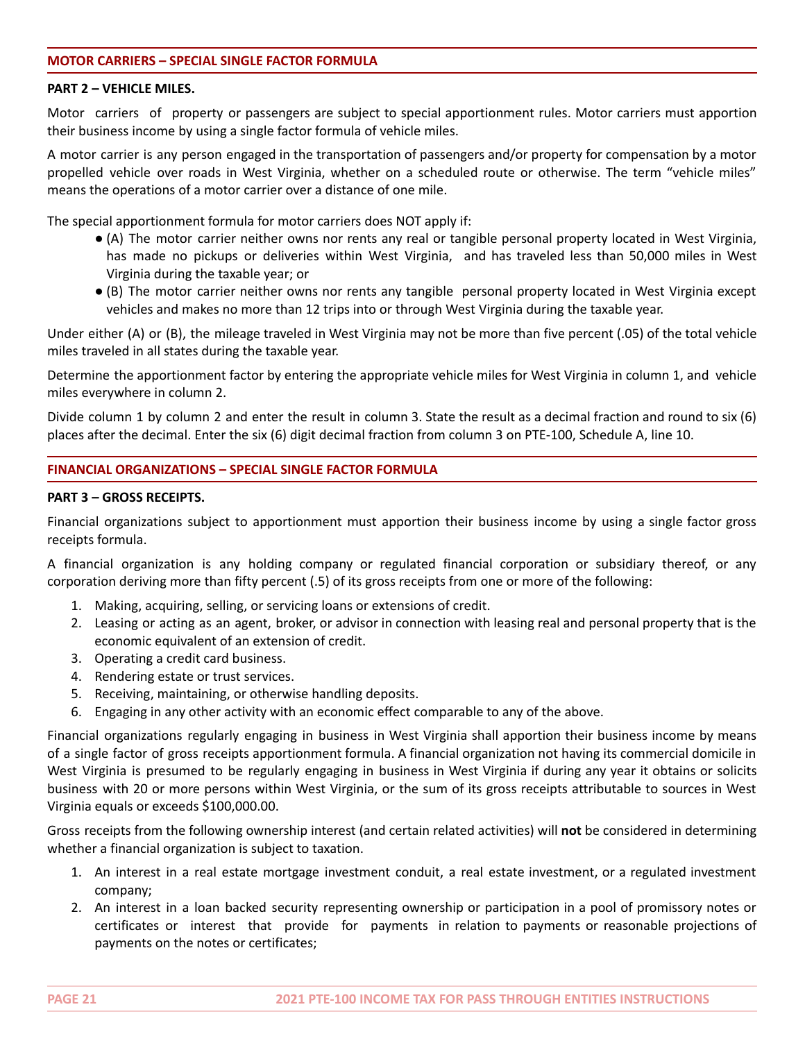## MOTOR CARRIERS – SPECIAL SINGLE FACTOR FORMULA

**PART 2 – VEHICLE MILES.**

Motor carriers of property or passengers are subject to special apportionment rules. Motor carriers must apportion their business income by using a single factor formula of vehicle miles.

A motor carrier is any person engaged in the transportation of passengers and/or property for compensation by a motor propelled vehicle over roads in West Virginia, whether on a scheduled route or otherwise. The term "vehicle miles" means the operations of a motor carrier over a distance of one mile.

The special apportionment formula for motor carriers does NOT apply if:

- (A) The motor carrier neither owns nor rents any real or tangible personal property located in West Virginia, has made no pickups or deliveries within West Virginia, and has traveled less than 50,000 miles in West Virginia during the taxable year; or
- (B) The motor carrier neither owns nor rents any tangible personal property located in West Virginia except vehicles and makes no more than 12 trips into or through West Virginia during the taxable year.

Under either (A) or (B), the mileage traveled in West Virginia may not be more than five percent (.05) of the total vehicle miles traveled in all states during the taxable year.

Determine the apportionment factor by entering the appropriate vehicle miles for West Virginia in column 1, and vehicle miles everywhere in column 2.

Divide column 1 by column 2 and enter the result in column 3. State the result as a decimal fraction and round to six (6) places after the decimal. Enter the six (6) digit decimal fraction from column 3 on PTE-100, Schedule A, line 10.

## FINANCIAL ORGANIZATIONS – SPECIAL SINGLE FACTOR FORMULA

**PART 3 – GROSS RECEIPTS.**

Financial organizations subject to apportionment must apportion their business income by using a single factor gross receipts formula.

A financial organization is any holding company or regulated financial corporation or subsidiary thereof, or any corporation deriving more than fifty percent (.5) of its gross receipts from one or more of the following:

1. Making, acquiring, selling, or servicing loans or extensions of credit.
2. Leasing or acting as an agent, broker, or advisor in connection with leasing real and personal property that is the economic equivalent of an extension of credit.
3. Operating a credit card business.
4. Rendering estate or trust services.
5. Receiving, maintaining, or otherwise handling deposits.
6. Engaging in any other activity with an economic effect comparable to any of the above.

Financial organizations regularly engaging in business in West Virginia shall apportion their business income by means of a single factor of gross receipts apportionment formula. A financial organization not having its commercial domicile in West Virginia is presumed to be regularly engaging in business in West Virginia if during any year it obtains or solicits business with 20 or more persons within West Virginia, or the sum of its gross receipts attributable to sources in West Virginia equals or exceeds $100,000.00.

Gross receipts from the following ownership interest (and certain related activities) will **not** be considered in determining whether a financial organization is subject to taxation.

1. An interest in a real estate mortgage investment conduit, a real estate investment, or a regulated investment company;
2. An interest in a loan backed security representing ownership or participation in a pool of promissory notes or certificates or interest that provide for payments in relation to payments or reasonable projections of payments on the notes or certificates;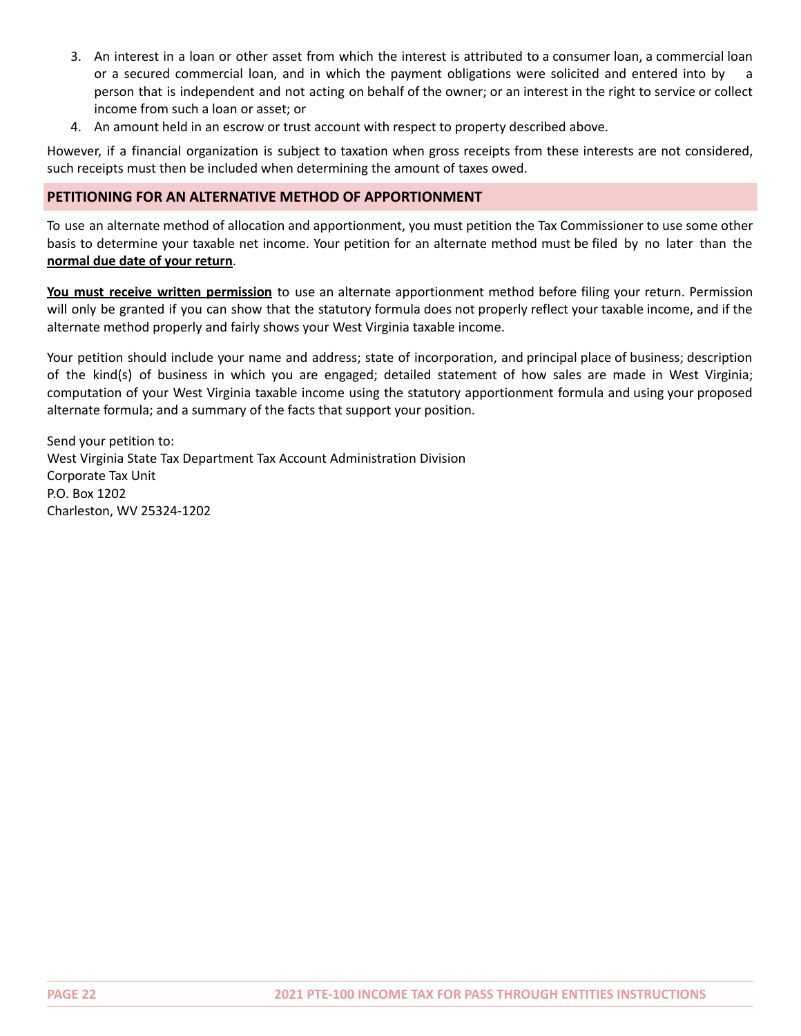3. An interest in a loan or other asset from which the interest is attributed to a consumer loan, a commercial loan or a secured commercial loan, and in which the payment obligations were solicited and entered into by a person that is independent and not acting on behalf of the owner; or an interest in the right to service or collect income from such a loan or asset; or
4. An amount held in an escrow or trust account with respect to property described above.

However, if a financial organization is subject to taxation when gross receipts from these interests are not considered, such receipts must then be included when determining the amount of taxes owed.

## PETITIONING FOR AN ALTERNATIVE METHOD OF APPORTIONMENT

To use an alternate method of allocation and apportionment, you must petition the Tax Commissioner to use some other basis to determine your taxable net income. Your petition for an alternate method must be filed by no later than the **normal due date of your return**.

**You must receive written permission** to use an alternate apportionment method before filing your return. Permission will only be granted if you can show that the statutory formula does not properly reflect your taxable income, and if the alternate method properly and fairly shows your West Virginia taxable income.

Your petition should include your name and address; state of incorporation, and principal place of business; description of the kind(s) of business in which you are engaged; detailed statement of how sales are made in West Virginia; computation of your West Virginia taxable income using the statutory apportionment formula and using your proposed alternate formula; and a summary of the facts that support your position.

Send your petition to:
West Virginia State Tax Department Tax Account Administration Division
Corporate Tax Unit
P.O. Box 1202
Charleston, WV 25324-1202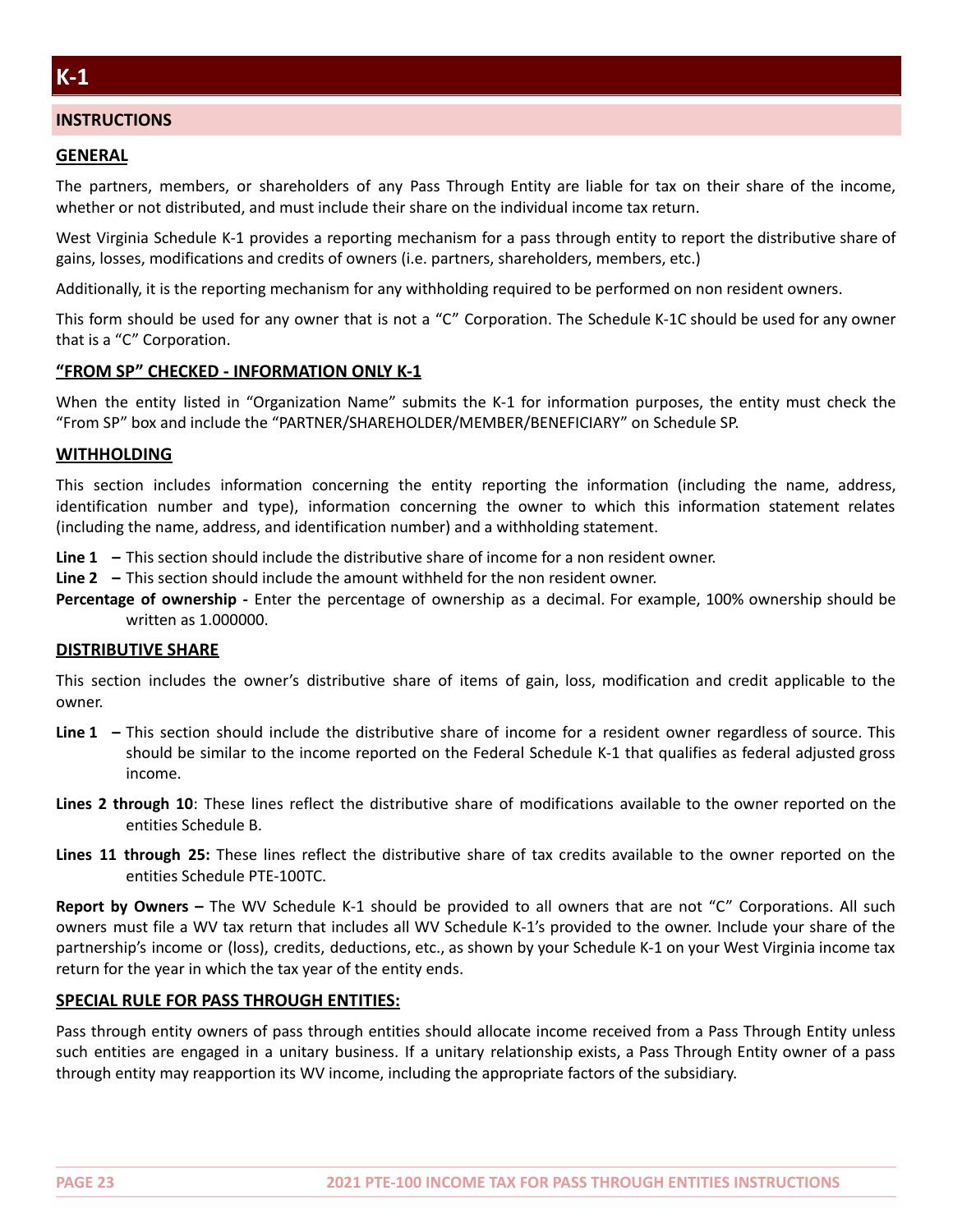# K-1

## INSTRUCTIONS

### GENERAL

The partners, members, or shareholders of any Pass Through Entity are liable for tax on their share of the income, whether or not distributed, and must include their share on the individual income tax return.

West Virginia Schedule K-1 provides a reporting mechanism for a pass through entity to report the distributive share of gains, losses, modifications and credits of owners (i.e. partners, shareholders, members, etc.)

Additionally, it is the reporting mechanism for any withholding required to be performed on non resident owners.

This form should be used for any owner that is not a "C" Corporation. The Schedule K-1C should be used for any owner that is a "C" Corporation.

### "FROM SP" CHECKED - INFORMATION ONLY K-1

When the entity listed in "Organization Name" submits the K-1 for information purposes, the entity must check the "From SP" box and include the "PARTNER/SHAREHOLDER/MEMBER/BENEFICIARY" on Schedule SP.

### WITHHOLDING

This section includes information concerning the entity reporting the information (including the name, address, identification number and type), information concerning the owner to which this information statement relates (including the name, address, and identification number) and a withholding statement.

**Line 1 –** This section should include the distributive share of income for a non resident owner.

**Line 2 –** This section should include the amount withheld for the non resident owner.

**Percentage of ownership -** Enter the percentage of ownership as a decimal. For example, 100% ownership should be written as 1.000000.

### DISTRIBUTIVE SHARE

This section includes the owner's distributive share of items of gain, loss, modification and credit applicable to the owner.

**Line 1 –** This section should include the distributive share of income for a resident owner regardless of source. This should be similar to the income reported on the Federal Schedule K-1 that qualifies as federal adjusted gross income.

**Lines 2 through 10**: These lines reflect the distributive share of modifications available to the owner reported on the entities Schedule B.

**Lines 11 through 25:** These lines reflect the distributive share of tax credits available to the owner reported on the entities Schedule PTE-100TC.

**Report by Owners –** The WV Schedule K-1 should be provided to all owners that are not "C" Corporations. All such owners must file a WV tax return that includes all WV Schedule K-1's provided to the owner. Include your share of the partnership's income or (loss), credits, deductions, etc., as shown by your Schedule K-1 on your West Virginia income tax return for the year in which the tax year of the entity ends.

### SPECIAL RULE FOR PASS THROUGH ENTITIES:

Pass through entity owners of pass through entities should allocate income received from a Pass Through Entity unless such entities are engaged in a unitary business. If a unitary relationship exists, a Pass Through Entity owner of a pass through entity may reapportion its WV income, including the appropriate factors of the subsidiary.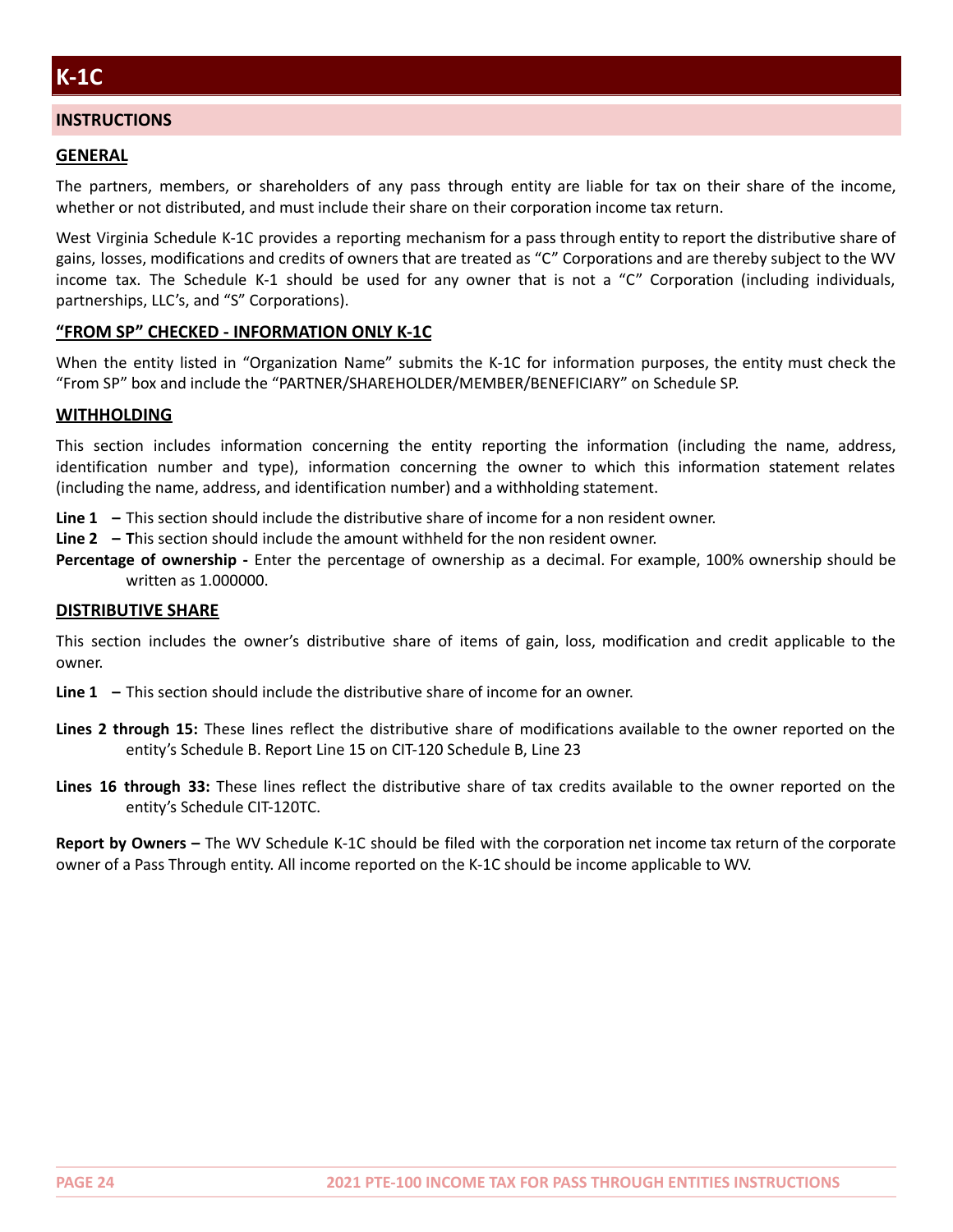# K-1C

## INSTRUCTIONS

### GENERAL

The partners, members, or shareholders of any pass through entity are liable for tax on their share of the income, whether or not distributed, and must include their share on their corporation income tax return.

West Virginia Schedule K-1C provides a reporting mechanism for a pass through entity to report the distributive share of gains, losses, modifications and credits of owners that are treated as "C" Corporations and are thereby subject to the WV income tax. The Schedule K-1 should be used for any owner that is not a "C" Corporation (including individuals, partnerships, LLC's, and "S" Corporations).

### "FROM SP" CHECKED - INFORMATION ONLY K-1C

When the entity listed in "Organization Name" submits the K-1C for information purposes, the entity must check the "From SP" box and include the "PARTNER/SHAREHOLDER/MEMBER/BENEFICIARY" on Schedule SP.

### WITHHOLDING

This section includes information concerning the entity reporting the information (including the name, address, identification number and type), information concerning the owner to which this information statement relates (including the name, address, and identification number) and a withholding statement.

**Line 1 –** This section should include the distributive share of income for a non resident owner.

**Line 2 – T**his section should include the amount withheld for the non resident owner.

**Percentage of ownership -** Enter the percentage of ownership as a decimal. For example, 100% ownership should be written as 1.000000.

### DISTRIBUTIVE SHARE

This section includes the owner's distributive share of items of gain, loss, modification and credit applicable to the owner.

**Line 1 –** This section should include the distributive share of income for an owner.

**Lines 2 through 15:** These lines reflect the distributive share of modifications available to the owner reported on the entity's Schedule B. Report Line 15 on CIT-120 Schedule B, Line 23

**Lines 16 through 33:** These lines reflect the distributive share of tax credits available to the owner reported on the entity's Schedule CIT-120TC.

**Report by Owners –** The WV Schedule K-1C should be filed with the corporation net income tax return of the corporate owner of a Pass Through entity. All income reported on the K-1C should be income applicable to WV.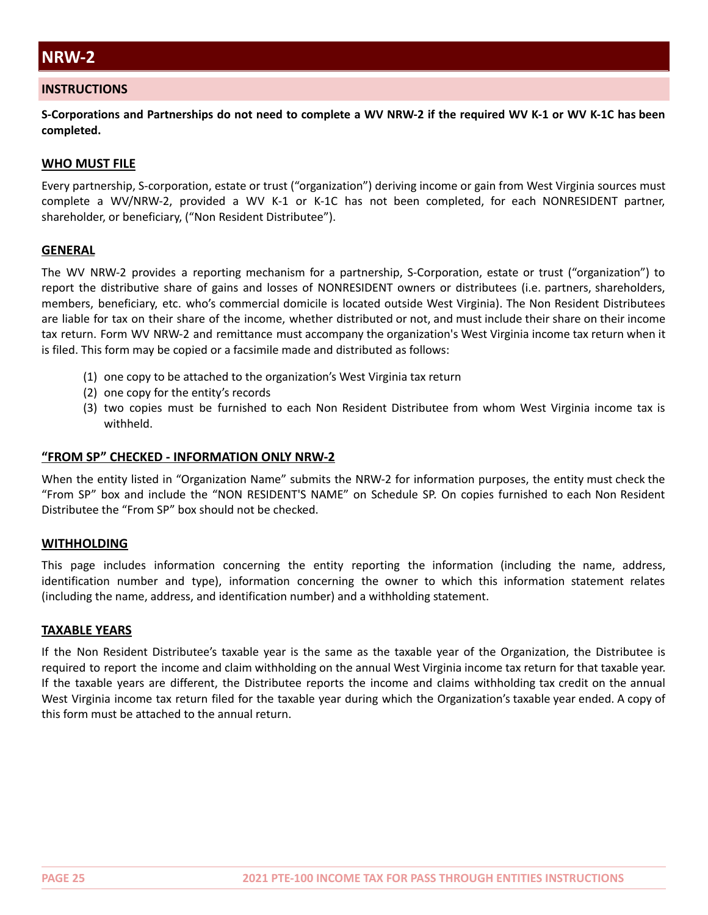# NRW-2

## INSTRUCTIONS

**S-Corporations and Partnerships do not need to complete a WV NRW-2 if the required WV K-1 or WV K-1C has been completed.**

### WHO MUST FILE

Every partnership, S-corporation, estate or trust ("organization") deriving income or gain from West Virginia sources must complete a WV/NRW-2, provided a WV K-1 or K-1C has not been completed, for each NONRESIDENT partner, shareholder, or beneficiary, ("Non Resident Distributee").

### GENERAL

The WV NRW-2 provides a reporting mechanism for a partnership, S-Corporation, estate or trust ("organization") to report the distributive share of gains and losses of NONRESIDENT owners or distributees (i.e. partners, shareholders, members, beneficiary, etc. who's commercial domicile is located outside West Virginia). The Non Resident Distributees are liable for tax on their share of the income, whether distributed or not, and must include their share on their income tax return. Form WV NRW-2 and remittance must accompany the organization's West Virginia income tax return when it is filed. This form may be copied or a facsimile made and distributed as follows:

(1) one copy to be attached to the organization's West Virginia tax return
(2) one copy for the entity's records
(3) two copies must be furnished to each Non Resident Distributee from whom West Virginia income tax is withheld.

### "FROM SP" CHECKED - INFORMATION ONLY NRW-2

When the entity listed in "Organization Name" submits the NRW-2 for information purposes, the entity must check the "From SP" box and include the "NON RESIDENT'S NAME" on Schedule SP. On copies furnished to each Non Resident Distributee the "From SP" box should not be checked.

### WITHHOLDING

This page includes information concerning the entity reporting the information (including the name, address, identification number and type), information concerning the owner to which this information statement relates (including the name, address, and identification number) and a withholding statement.

### TAXABLE YEARS

If the Non Resident Distributee's taxable year is the same as the taxable year of the Organization, the Distributee is required to report the income and claim withholding on the annual West Virginia income tax return for that taxable year. If the taxable years are different, the Distributee reports the income and claims withholding tax credit on the annual West Virginia income tax return filed for the taxable year during which the Organization's taxable year ended. A copy of this form must be attached to the annual return.